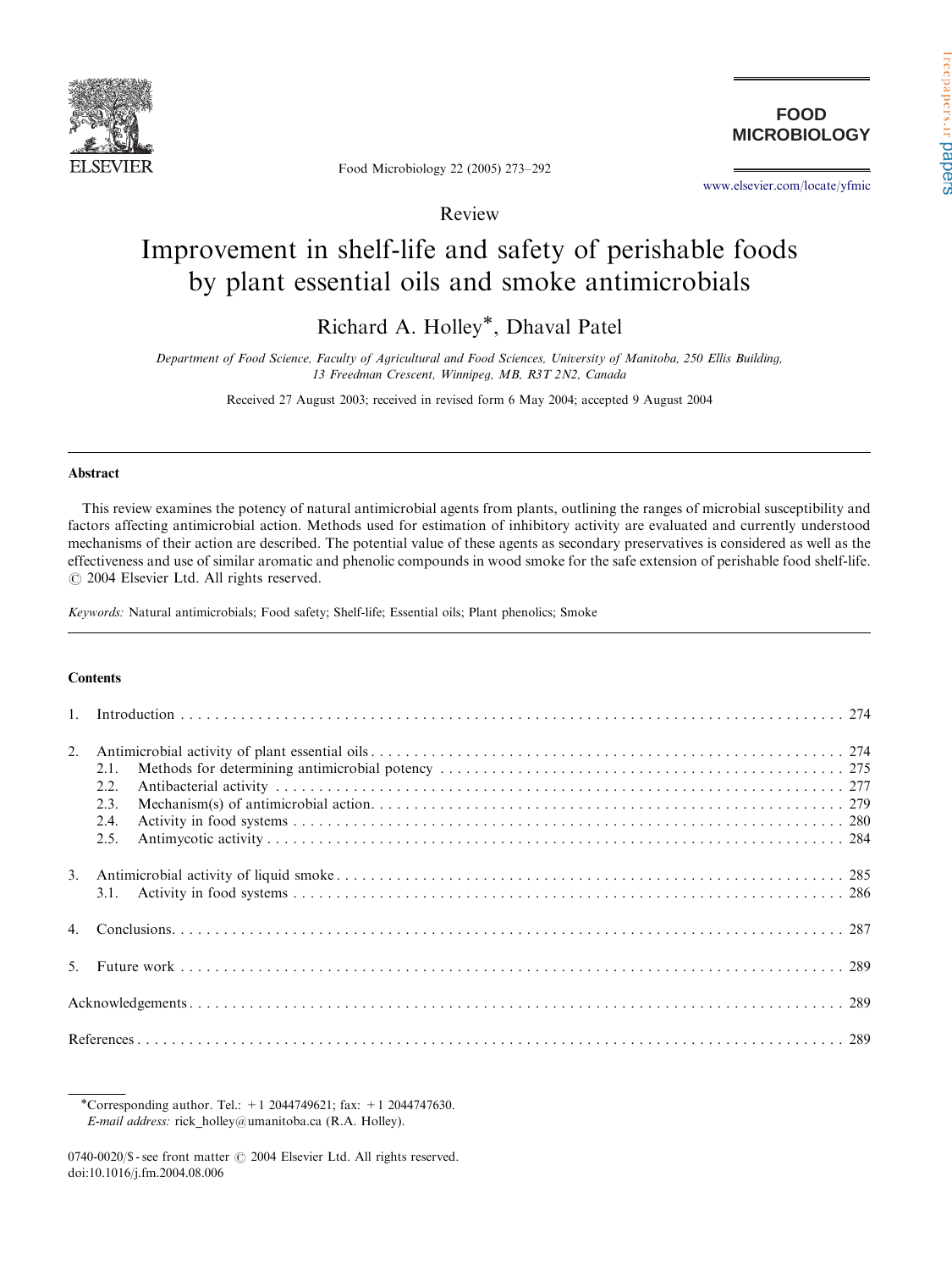Review

# Improvement in shelf-life and safety of perishable foods by plant essential oils and smoke antimicrobials

Richard A. Holley*, Dhaval Patel

*Department of Food Science, Faculty of Agricultural and Food Sciences, University of Manitoba, 250 Ellis Building, 13 Freedman Crescent, Winnipeg, MB, R3T 2N2, Canada*

Received 27 August 2003; received in revised form 6 May 2004; accepted 9 August 2004

## Abstract

This review examines the potency of natural antimicrobial agents from plants, outlining the ranges of microbial susceptibility and factors affecting antimicrobial action. Methods used for estimation of inhibitory activity are evaluated and currently understood mechanisms of their action are described. The potential value of these agents as secondary preservatives is considered as well as the effectiveness and use of similar aromatic and phenolic compounds in wood smoke for the safe extension of perishable food shelf-life.
© 2004 Elsevier Ltd. All rights reserved.

*Keywords:* Natural antimicrobials; Food safety; Shelf-life; Essential oils; Plant phenolics; Smoke

## Contents

1. Introduction . . . . . 274
2. Antimicrobial activity of plant essential oils . . . . . 274
   - 2.1. Methods for determining antimicrobial potency . . . . . 275
   - 2.2. Antibacterial activity . . . . . 277
   - 2.3. Mechanism(s) of antimicrobial action . . . . . 279
   - 2.4. Activity in food systems . . . . . 280
   - 2.5. Antimycotic activity . . . . . 284
3. Antimicrobial activity of liquid smoke . . . . . 285
   - 3.1. Activity in food systems . . . . . 286
4. Conclusions . . . . . 287
5. Future work . . . . . 289

Acknowledgements . . . . . 289

References . . . . . 289

---

*Corresponding author. Tel.: +1 2044749621; fax: +1 2044747630.
*E-mail address:* rick_holley@umanitoba.ca (R.A. Holley).

0740-0020/$ - see front matter © 2004 Elsevier Ltd. All rights reserved.
doi:10.1016/j.fm.2004.08.006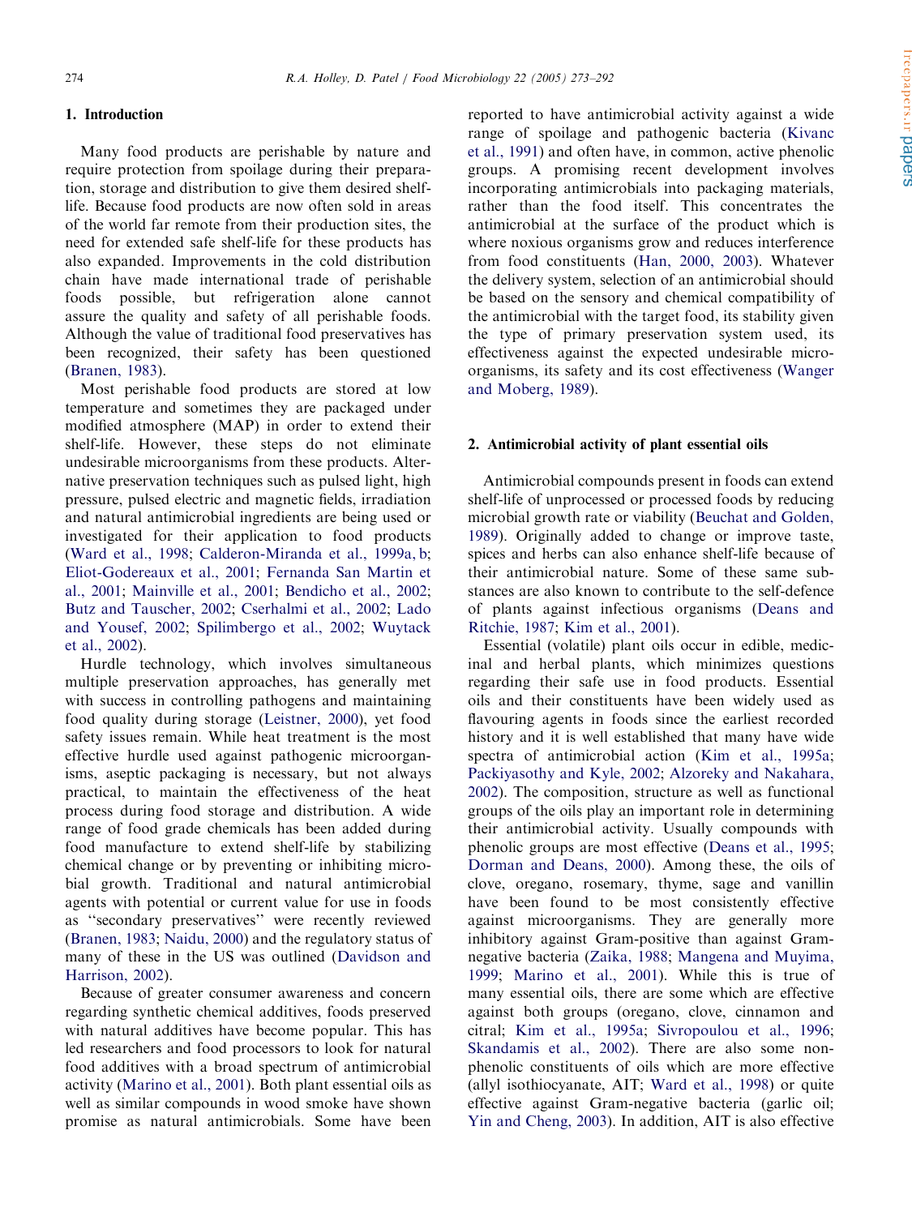## 1. Introduction

Many food products are perishable by nature and require protection from spoilage during their preparation, storage and distribution to give them desired shelf-life. Because food products are now often sold in areas of the world far remote from their production sites, the need for extended safe shelf-life for these products has also expanded. Improvements in the cold distribution chain have made international trade of perishable foods possible, but refrigeration alone cannot assure the quality and safety of all perishable foods. Although the value of traditional food preservatives has been recognized, their safety has been questioned (Branen, 1983).

Most perishable food products are stored at low temperature and sometimes they are packaged under modified atmosphere (MAP) in order to extend their shelf-life. However, these steps do not eliminate undesirable microorganisms from these products. Alternative preservation techniques such as pulsed light, high pressure, pulsed electric and magnetic fields, irradiation and natural antimicrobial ingredients are being used or investigated for their application to food products (Ward et al., 1998; Calderon-Miranda et al., 1999a, b; Eliot-Godereaux et al., 2001; Fernanda San Martin et al., 2001; Mainville et al., 2001; Bendicho et al., 2002; Butz and Tauscher, 2002; Cserhalmi et al., 2002; Lado and Yousef, 2002; Spilimbergo et al., 2002; Wuytack et al., 2002).

Hurdle technology, which involves simultaneous multiple preservation approaches, has generally met with success in controlling pathogens and maintaining food quality during storage (Leistner, 2000), yet food safety issues remain. While heat treatment is the most effective hurdle used against pathogenic microorganisms, aseptic packaging is necessary, but not always practical, to maintain the effectiveness of the heat process during food storage and distribution. A wide range of food grade chemicals has been added during food manufacture to extend shelf-life by stabilizing chemical change or by preventing or inhibiting microbial growth. Traditional and natural antimicrobial agents with potential or current value for use in foods as "secondary preservatives" were recently reviewed (Branen, 1983; Naidu, 2000) and the regulatory status of many of these in the US was outlined (Davidson and Harrison, 2002).

Because of greater consumer awareness and concern regarding synthetic chemical additives, foods preserved with natural additives have become popular. This has led researchers and food processors to look for natural food additives with a broad spectrum of antimicrobial activity (Marino et al., 2001). Both plant essential oils as well as similar compounds in wood smoke have shown promise as natural antimicrobials. Some have been reported to have antimicrobial activity against a wide range of spoilage and pathogenic bacteria (Kivanc et al., 1991) and often have, in common, active phenolic groups. A promising recent development involves incorporating antimicrobials into packaging materials, rather than the food itself. This concentrates the antimicrobial at the surface of the product which is where noxious organisms grow and reduces interference from food constituents (Han, 2000, 2003). Whatever the delivery system, selection of an antimicrobial should be based on the sensory and chemical compatibility of the antimicrobial with the target food, its stability given the type of primary preservation system used, its effectiveness against the expected undesirable microorganisms, its safety and its cost effectiveness (Wanger and Moberg, 1989).

## 2. Antimicrobial activity of plant essential oils

Antimicrobial compounds present in foods can extend shelf-life of unprocessed or processed foods by reducing microbial growth rate or viability (Beuchat and Golden, 1989). Originally added to change or improve taste, spices and herbs can also enhance shelf-life because of their antimicrobial nature. Some of these same substances are also known to contribute to the self-defence of plants against infectious organisms (Deans and Ritchie, 1987; Kim et al., 2001).

Essential (volatile) plant oils occur in edible, medicinal and herbal plants, which minimizes questions regarding their safe use in food products. Essential oils and their constituents have been widely used as flavouring agents in foods since the earliest recorded history and it is well established that many have wide spectra of antimicrobial action (Kim et al., 1995a; Packiyasothy and Kyle, 2002; Alzoreky and Nakahara, 2002). The composition, structure as well as functional groups of the oils play an important role in determining their antimicrobial activity. Usually compounds with phenolic groups are most effective (Deans et al., 1995; Dorman and Deans, 2000). Among these, the oils of clove, oregano, rosemary, thyme, sage and vanillin have been found to be most consistently effective against microorganisms. They are generally more inhibitory against Gram-positive than against Gram-negative bacteria (Zaika, 1988; Mangena and Muyima, 1999; Marino et al., 2001). While this is true of many essential oils, there are some which are effective against both groups (oregano, clove, cinnamon and citral; Kim et al., 1995a; Sivropoulou et al., 1996; Skandamis et al., 2002). There are also some non-phenolic constituents of oils which are more effective (allyl isothiocyanate, AIT; Ward et al., 1998) or quite effective against Gram-negative bacteria (garlic oil; Yin and Cheng, 2003). In addition, AIT is also effective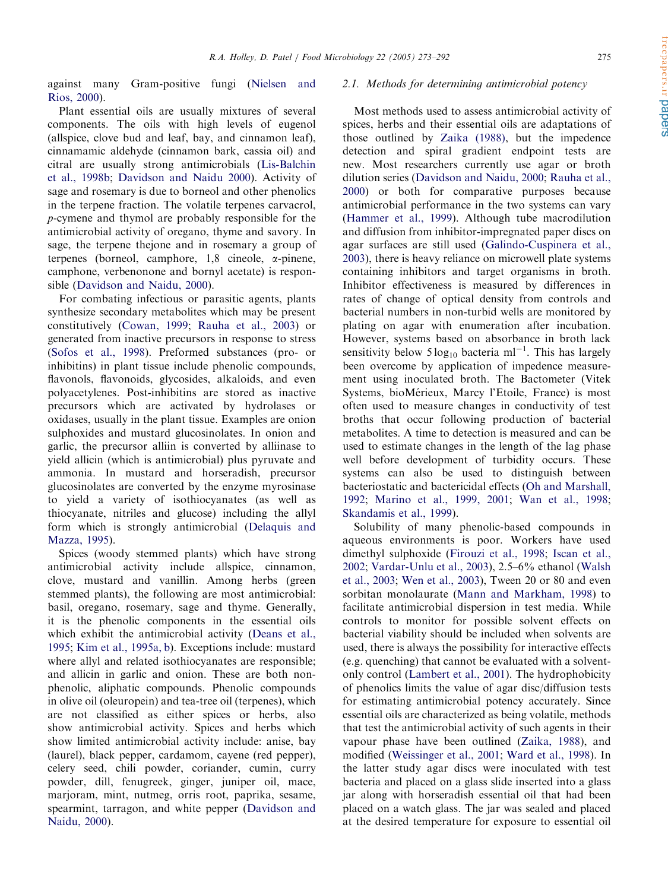against many Gram-positive fungi (Nielsen and Rios, 2000).

Plant essential oils are usually mixtures of several components. The oils with high levels of eugenol (allspice, clove bud and leaf, bay, and cinnamon leaf), cinnamamic aldehyde (cinnamon bark, cassia oil) and citral are usually strong antimicrobials (Lis-Balchin et al., 1998b; Davidson and Naidu 2000). Activity of sage and rosemary is due to borneol and other phenolics in the terpene fraction. The volatile terpenes carvacrol, *p*-cymene and thymol are probably responsible for the antimicrobial activity of oregano, thyme and savory. In sage, the terpene thejone and in rosemary a group of terpenes (borneol, camphore, 1,8 cineole, α-pinene, camphone, verbenonone and bornyl acetate) is responsible (Davidson and Naidu, 2000).

For combating infectious or parasitic agents, plants synthesize secondary metabolites which may be present constitutively (Cowan, 1999; Rauha et al., 2003) or generated from inactive precursors in response to stress (Sofos et al., 1998). Preformed substances (pro- or inhibitins) in plant tissue include phenolic compounds, flavonols, flavonoids, glycosides, alkaloids, and even polyacetylenes. Post-inhibitins are stored as inactive precursors which are activated by hydrolases or oxidases, usually in the plant tissue. Examples are onion sulphoxides and mustard glucosinolates. In onion and garlic, the precursor alliin is converted by alliinase to yield allicin (which is antimicrobial) plus pyruvate and ammonia. In mustard and horseradish, precursor glucosinolates are converted by the enzyme myrosinase to yield a variety of isothiocyanates (as well as thiocyanate, nitriles and glucose) including the allyl form which is strongly antimicrobial (Delaquis and Mazza, 1995).

Spices (woody stemmed plants) which have strong antimicrobial activity include allspice, cinnamon, clove, mustard and vanillin. Among herbs (green stemmed plants), the following are most antimicrobial: basil, oregano, rosemary, sage and thyme. Generally, it is the phenolic components in the essential oils which exhibit the antimicrobial activity (Deans et al., 1995; Kim et al., 1995a, b). Exceptions include: mustard where allyl and related isothiocyanates are responsible; and allicin in garlic and onion. These are both non-phenolic, aliphatic compounds. Phenolic compounds in olive oil (oleuropein) and tea-tree oil (terpenes), which are not classified as either spices or herbs, also show antimicrobial activity. Spices and herbs which show limited antimicrobial activity include: anise, bay (laurel), black pepper, cardamom, cayene (red pepper), celery seed, chili powder, coriander, cumin, curry powder, dill, fenugreek, ginger, juniper oil, mace, marjoram, mint, nutmeg, orris root, paprika, sesame, spearmint, tarragon, and white pepper (Davidson and Naidu, 2000).

### 2.1. Methods for determining antimicrobial potency

Most methods used to assess antimicrobial activity of spices, herbs and their essential oils are adaptations of those outlined by Zaika (1988), but the impedence detection and spiral gradient endpoint tests are new. Most researchers currently use agar or broth dilution series (Davidson and Naidu, 2000; Rauha et al., 2000) or both for comparative purposes because antimicrobial performance in the two systems can vary (Hammer et al., 1999). Although tube macrodilution and diffusion from inhibitor-impregnated paper discs on agar surfaces are still used (Galindo-Cuspinera et al., 2003), there is heavy reliance on microwell plate systems containing inhibitors and target organisms in broth. Inhibitor effectiveness is measured by differences in rates of change of optical density from controls and bacterial numbers in non-turbid wells are monitored by plating on agar with enumeration after incubation. However, systems based on absorbance in broth lack sensitivity below $5\log_{10}$ bacteria ml$^{-1}$. This has largely been overcome by application of impedence measurement using inoculated broth. The Bactometer (Vitek Systems, bioMérieux, Marcy l'Etoile, France) is most often used to measure changes in conductivity of test broths that occur following production of bacterial metabolites. A time to detection is measured and can be used to estimate changes in the length of the lag phase well before development of turbidity occurs. These systems can also be used to distinguish between bacteriostatic and bactericidal effects (Oh and Marshall, 1992; Marino et al., 1999, 2001; Wan et al., 1998; Skandamis et al., 1999).

Solubility of many phenolic-based compounds in aqueous environments is poor. Workers have used dimethyl sulphoxide (Firouzi et al., 1998; Iscan et al., 2002; Vardar-Unlu et al., 2003), 2.5–6% ethanol (Walsh et al., 2003; Wen et al., 2003), Tween 20 or 80 and even sorbitan monolaurate (Mann and Markham, 1998) to facilitate antimicrobial dispersion in test media. While controls to monitor for possible solvent effects on bacterial viability should be included when solvents are used, there is always the possibility for interactive effects (e.g. quenching) that cannot be evaluated with a solvent-only control (Lambert et al., 2001). The hydrophobicity of phenolics limits the value of agar disc/diffusion tests for estimating antimicrobial potency accurately. Since essential oils are characterized as being volatile, methods that test the antimicrobial activity of such agents in their vapour phase have been outlined (Zaika, 1988), and modified (Weissinger et al., 2001; Ward et al., 1998). In the latter study agar discs were inoculated with test bacteria and placed on a glass slide inserted into a glass jar along with horseradish essential oil that had been placed on a watch glass. The jar was sealed and placed at the desired temperature for exposure to essential oil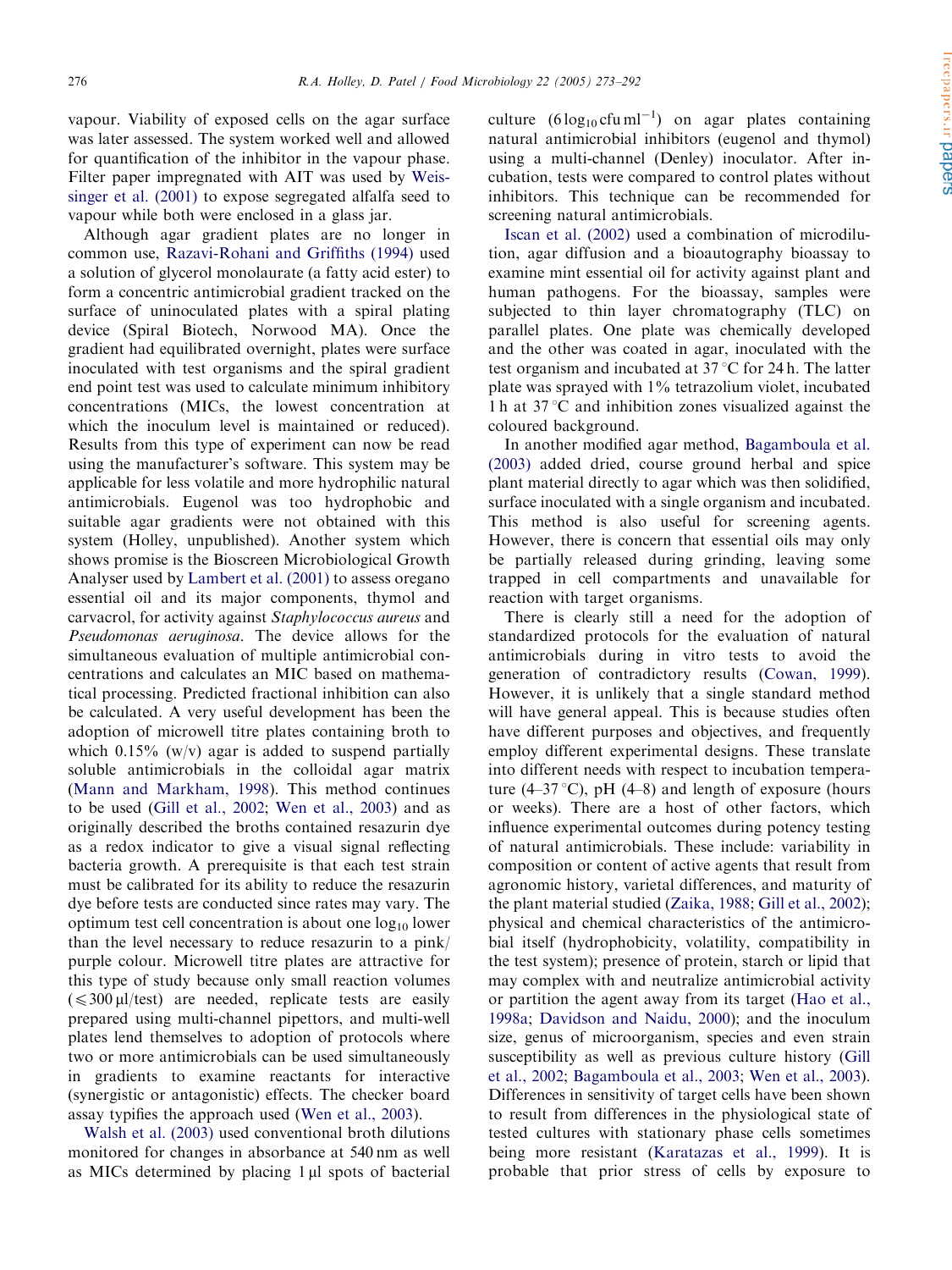vapour. Viability of exposed cells on the agar surface was later assessed. The system worked well and allowed for quantification of the inhibitor in the vapour phase. Filter paper impregnated with AIT was used by Weissinger et al. (2001) to expose segregated alfalfa seed to vapour while both were enclosed in a glass jar.

Although agar gradient plates are no longer in common use, Razavi-Rohani and Griffiths (1994) used a solution of glycerol monolaurate (a fatty acid ester) to form a concentric antimicrobial gradient tracked on the surface of uninoculated plates with a spiral plating device (Spiral Biotech, Norwood MA). Once the gradient had equilibrated overnight, plates were surface inoculated with test organisms and the spiral gradient end point test was used to calculate minimum inhibitory concentrations (MICs, the lowest concentration at which the inoculum level is maintained or reduced). Results from this type of experiment can now be read using the manufacturer's software. This system may be applicable for less volatile and more hydrophilic natural antimicrobials. Eugenol was too hydrophobic and suitable agar gradients were not obtained with this system (Holley, unpublished). Another system which shows promise is the Bioscreen Microbiological Growth Analyser used by Lambert et al. (2001) to assess oregano essential oil and its major components, thymol and carvacrol, for activity against *Staphylococcus aureus* and *Pseudomonas aeruginosa*. The device allows for the simultaneous evaluation of multiple antimicrobial concentrations and calculates an MIC based on mathematical processing. Predicted fractional inhibition can also be calculated. A very useful development has been the adoption of microwell titre plates containing broth to which 0.15% (w/v) agar is added to suspend partially soluble antimicrobials in the colloidal agar matrix (Mann and Markham, 1998). This method continues to be used (Gill et al., 2002; Wen et al., 2003) and as originally described the broths contained resazurin dye as a redox indicator to give a visual signal reflecting bacteria growth. A prerequisite is that each test strain must be calibrated for its ability to reduce the resazurin dye before tests are conducted since rates may vary. The optimum test cell concentration is about one $\log_{10}$ lower than the level necessary to reduce resazurin to a pink/purple colour. Microwell titre plates are attractive for this type of study because only small reaction volumes ($\leqslant 300\,\mu l$/test) are needed, replicate tests are easily prepared using multi-channel pipettors, and multi-well plates lend themselves to adoption of protocols where two or more antimicrobials can be used simultaneously in gradients to examine reactants for interactive (synergistic or antagonistic) effects. The checker board assay typifies the approach used (Wen et al., 2003).

Walsh et al. (2003) used conventional broth dilutions monitored for changes in absorbance at 540 nm as well as MICs determined by placing $1\,\mu l$ spots of bacterial culture ($6\log_{10}\,\text{cfu}\,\text{ml}^{-1}$) on agar plates containing natural antimicrobial inhibitors (eugenol and thymol) using a multi-channel (Denley) inoculator. After incubation, tests were compared to control plates without inhibitors. This technique can be recommended for screening natural antimicrobials.

Iscan et al. (2002) used a combination of microdilution, agar diffusion and a bioautography bioassay to examine mint essential oil for activity against plant and human pathogens. For the bioassay, samples were subjected to thin layer chromatography (TLC) on parallel plates. One plate was chemically developed and the other was coated in agar, inoculated with the test organism and incubated at 37 °C for 24 h. The latter plate was sprayed with 1% tetrazolium violet, incubated 1 h at 37 °C and inhibition zones visualized against the coloured background.

In another modified agar method, Bagamboula et al. (2003) added dried, course ground herbal and spice plant material directly to agar which was then solidified, surface inoculated with a single organism and incubated. This method is also useful for screening agents. However, there is concern that essential oils may only be partially released during grinding, leaving some trapped in cell compartments and unavailable for reaction with target organisms.

There is clearly still a need for the adoption of standardized protocols for the evaluation of natural antimicrobials during in vitro tests to avoid the generation of contradictory results (Cowan, 1999). However, it is unlikely that a single standard method will have general appeal. This is because studies often have different purposes and objectives, and frequently employ different experimental designs. These translate into different needs with respect to incubation temperature (4–37 °C), pH (4–8) and length of exposure (hours or weeks). There are a host of other factors, which influence experimental outcomes during potency testing of natural antimicrobials. These include: variability in composition or content of active agents that result from agronomic history, varietal differences, and maturity of the plant material studied (Zaika, 1988; Gill et al., 2002); physical and chemical characteristics of the antimicrobial itself (hydrophobicity, volatility, compatibility in the test system); presence of protein, starch or lipid that may complex with and neutralize antimicrobial activity or partition the agent away from its target (Hao et al., 1998a; Davidson and Naidu, 2000); and the inoculum size, genus of microorganism, species and even strain susceptibility as well as previous culture history (Gill et al., 2002; Bagamboula et al., 2003; Wen et al., 2003). Differences in sensitivity of target cells have been shown to result from differences in the physiological state of tested cultures with stationary phase cells sometimes being more resistant (Karatazas et al., 1999). It is probable that prior stress of cells by exposure to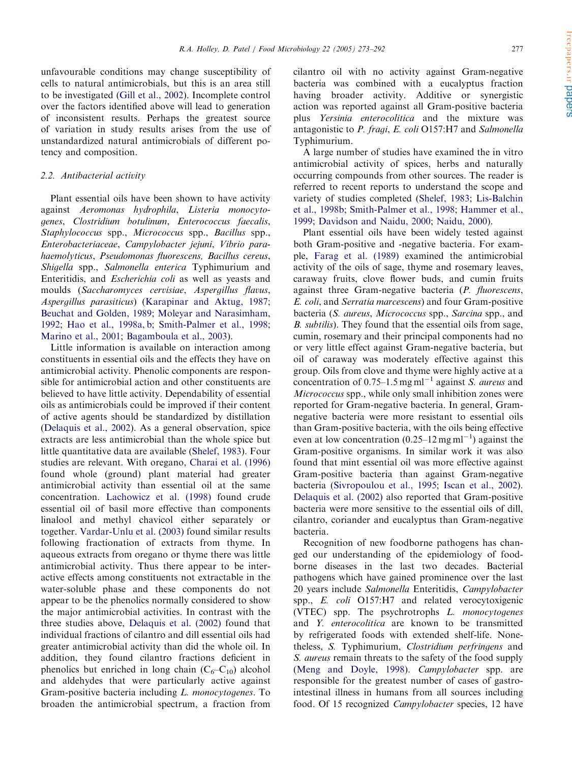unfavourable conditions may change susceptibility of cells to natural antimicrobials, but this is an area still to be investigated (Gill et al., 2002). Incomplete control over the factors identified above will lead to generation of inconsistent results. Perhaps the greatest source of variation in study results arises from the use of unstandardized natural antimicrobials of different potency and composition.

### 2.2. Antibacterial activity

Plant essential oils have been shown to have activity against *Aeromonas hydrophila*, *Listeria monocytogenes*, *Clostridium botulinum*, *Enterococcus faecalis*, *Staphylococcus* spp., *Micrococcus* spp., *Bacillus* spp., *Enterobacteriaceae*, *Campylobacter jejuni*, *Vibrio parahaemolyticus*, *Pseudomonas fluorescens, Bacillus cereus*, *Shigella* spp., *Salmonella enterica* Typhimurium and Enteritidis, and *Escherichia coli* as well as yeasts and moulds (*Saccharomyces cervisiae*, *Aspergillus flavus*, *Aspergillus parasiticus*) (Karapinar and Aktug, 1987; Beuchat and Golden, 1989; Moleyar and Narasimham, 1992; Hao et al., 1998a, b; Smith-Palmer et al., 1998; Marino et al., 2001; Bagamboula et al., 2003).

Little information is available on interaction among constituents in essential oils and the effects they have on antimicrobial activity. Phenolic components are responsible for antimicrobial action and other constituents are believed to have little activity. Dependability of essential oils as antimicrobials could be improved if their content of active agents should be standardized by distillation (Delaquis et al., 2002). As a general observation, spice extracts are less antimicrobial than the whole spice but little quantitative data are available (Shelef, 1983). Four studies are relevant. With oregano, Charai et al. (1996) found whole (ground) plant material had greater antimicrobial activity than essential oil at the same concentration. Lachowicz et al. (1998) found crude essential oil of basil more effective than components linalool and methyl chavicol either separately or together. Vardar-Unlu et al. (2003) found similar results following fractionation of extracts from thyme. In aqueous extracts from oregano or thyme there was little antimicrobial activity. Thus there appear to be interactive effects among constituents not extractable in the water-soluble phase and these components do not appear to be the phenolics normally considered to show the major antimicrobial activities. In contrast with the three studies above, Delaquis et al. (2002) found that individual fractions of cilantro and dill essential oils had greater antimicrobial activity than did the whole oil. In addition, they found cilantro fractions deficient in phenolics but enriched in long chain ($C_6$–$C_{10}$) alcohol and aldehydes that were particularly active against Gram-positive bacteria including *L. monocytogenes*. To broaden the antimicrobial spectrum, a fraction from cilantro oil with no activity against Gram-negative bacteria was combined with a eucalyptus fraction having broader activity. Additive or synergistic action was reported against all Gram-positive bacteria plus *Yersinia enterocolitica* and the mixture was antagonistic to *P. fragi*, *E. coli* O157:H7 and *Salmonella* Typhimurium.

A large number of studies have examined the in vitro antimicrobial activity of spices, herbs and naturally occurring compounds from other sources. The reader is referred to recent reports to understand the scope and variety of studies completed (Shelef, 1983; Lis-Balchin et al., 1998b; Smith-Palmer et al., 1998; Hammer et al., 1999; Davidson and Naidu, 2000; Naidu, 2000).

Plant essential oils have been widely tested against both Gram-positive and -negative bacteria. For example, Farag et al. (1989) examined the antimicrobial activity of the oils of sage, thyme and rosemary leaves, caraway fruits, clove flower buds, and cumin fruits against three Gram-negative bacteria (*P. fluorescens*, *E. coli*, and *Serratia marcescens*) and four Gram-positive bacteria (*S. aureus*, *Micrococcus* spp., *Sarcina* spp., and *B. subtilis*). They found that the essential oils from sage, cumin, rosemary and their principal components had no or very little effect against Gram-negative bacteria, but oil of caraway was moderately effective against this group. Oils from clove and thyme were highly active at a concentration of 0.75–1.5 $mg\,ml^{-1}$ against *S. aureus* and *Micrococcus* spp., while only small inhibition zones were reported for Gram-negative bacteria. In general, Gram-negative bacteria were more resistant to essential oils than Gram-positive bacteria, with the oils being effective even at low concentration (0.25–12 $mg\,ml^{-1}$) against the Gram-positive organisms. In similar work it was also found that mint essential oil was more effective against Gram-positive bacteria than against Gram-negative bacteria (Sivropoulou et al., 1995; Iscan et al., 2002). Delaquis et al. (2002) also reported that Gram-positive bacteria were more sensitive to the essential oils of dill, cilantro, coriander and eucalyptus than Gram-negative bacteria.

Recognition of new foodborne pathogens has changed our understanding of the epidemiology of foodborne diseases in the last two decades. Bacterial pathogens which have gained prominence over the last 20 years include *Salmonella* Enteritidis, *Campylobacter* spp., *E. coli* O157:H7 and related verocytoxigenic (VTEC) spp. The psychrotrophs *L. monocytogenes* and *Y. enterocolitica* are known to be transmitted by refrigerated foods with extended shelf-life. Nonetheless, *S.* Typhimurium, *Clostridium perfringens* and *S. aureus* remain threats to the safety of the food supply (Meng and Doyle, 1998). *Campylobacter* spp. are responsible for the greatest number of cases of gastrointestinal illness in humans from all sources including food. Of 15 recognized *Campylobacter* species, 12 have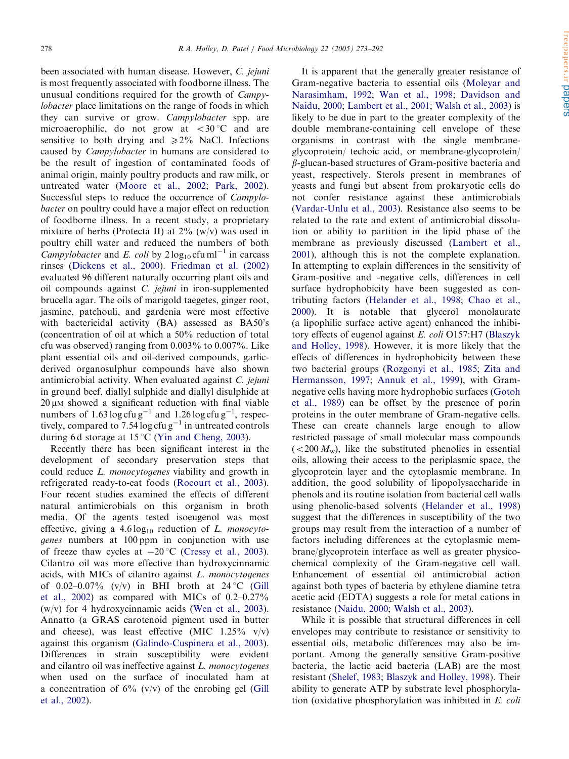been associated with human disease. However, *C. jejuni* is most frequently associated with foodborne illness. The unusual conditions required for the growth of *Campylobacter* place limitations on the range of foods in which they can survive or grow. *Campylobacter* spp. are microaerophilic, do not grow at $<30\,^{\circ}\mathrm{C}$ and are sensitive to both drying and $\geqslant 2\%$ NaCl. Infections caused by *Campylobacter* in humans are considered to be the result of ingestion of contaminated foods of animal origin, mainly poultry products and raw milk, or untreated water (Moore et al., 2002; Park, 2002). Successful steps to reduce the occurrence of *Campylobacter* on poultry could have a major effect on reduction of foodborne illness. In a recent study, a proprietary mixture of herbs (Protecta II) at 2% (w/v) was used in poultry chill water and reduced the numbers of both *Campylobacter* and *E. coli* by $2\,\log_{10}\,\mathrm{cfu\,ml^{-1}}$ in carcass rinses (Dickens et al., 2000). Friedman et al. (2002) evaluated 96 different naturally occurring plant oils and oil compounds against *C. jejuni* in iron-supplemented brucella agar. The oils of marigold taegetes, ginger root, jasmine, patchouli, and gardenia were most effective with bactericidal activity (BA) assessed as BA50's (concentration of oil at which a 50% reduction of total cfu was observed) ranging from 0.003% to 0.007%. Like plant essential oils and oil-derived compounds, garlic-derived organosulphur compounds have also shown antimicrobial activity. When evaluated against *C. jejuni* in ground beef, diallyl sulphide and diallyl disulphide at $20\,\mu\mathrm{M}$ showed a significant reduction with final viable numbers of $1.63\,\log\mathrm{cfu\,g^{-1}}$ and $1.26\,\log\mathrm{cfu\,g^{-1}}$, respectively, compared to $7.54\,\log\mathrm{cfu\,g^{-1}}$ in untreated controls during 6 d storage at $15\,^{\circ}\mathrm{C}$ (Yin and Cheng, 2003).

Recently there has been significant interest in the development of secondary preservation steps that could reduce *L. monocytogenes* viability and growth in refrigerated ready-to-eat foods (Rocourt et al., 2003). Four recent studies examined the effects of different natural antimicrobials on this organism in broth media. Of the agents tested isoeugenol was most effective, giving a $4.6\,\log_{10}$ reduction of *L. monocytogenes* numbers at 100 ppm in conjunction with use of freeze thaw cycles at $-20\,^{\circ}\mathrm{C}$ (Cressy et al., 2003). Cilantro oil was more effective than hydroxycinnamic acids, with MICs of cilantro against *L. monocytogenes* of 0.02–0.07% (v/v) in BHI broth at $24\,^{\circ}\mathrm{C}$ (Gill et al., 2002) as compared with MICs of 0.2–0.27% (w/v) for 4 hydroxycinnamic acids (Wen et al., 2003). Annatto (a GRAS carotenoid pigment used in butter and cheese), was least effective (MIC 1.25% v/v) against this organism (Galindo-Cuspinera et al., 2003). Differences in strain susceptibility were evident and cilantro oil was ineffective against *L. monocytogenes* when used on the surface of inoculated ham at a concentration of 6% (v/v) of the enrobing gel (Gill et al., 2002).

It is apparent that the generally greater resistance of Gram-negative bacteria to essential oils (Moleyar and Narasimham, 1992; Wan et al., 1998; Davidson and Naidu, 2000; Lambert et al., 2001; Walsh et al., 2003) is likely to be due in part to the greater complexity of the double membrane-containing cell envelope of these organisms in contrast with the single membrane-glycoprotein/ techoic acid, or membrane-glycoprotein/ $\beta$-glucan-based structures of Gram-positive bacteria and yeast, respectively. Sterols present in membranes of yeasts and fungi but absent from prokaryotic cells do not confer resistance against these antimicrobials (Vardar-Unlu et al., 2003). Resistance also seems to be related to the rate and extent of antimicrobial dissolution or ability to partition in the lipid phase of the membrane as previously discussed (Lambert et al., 2001), although this is not the complete explanation. In attempting to explain differences in the sensitivity of Gram-positive and -negative cells, differences in cell surface hydrophobicity have been suggested as contributing factors (Helander et al., 1998; Chao et al., 2000). It is notable that glycerol monolaurate (a lipophilic surface active agent) enhanced the inhibitory effects of eugenol against *E. coli* O157:H7 (Blaszyk and Holley, 1998). However, it is more likely that the effects of differences in hydrophobicity between these two bacterial groups (Rozgonyi et al., 1985; Zita and Hermansson, 1997; Annuk et al., 1999), with Gram-negative cells having more hydrophobic surfaces (Gotoh et al., 1989) can be offset by the presence of porin proteins in the outer membrane of Gram-negative cells. These can create channels large enough to allow restricted passage of small molecular mass compounds ($<200\,M_{\mathrm{w}}$), like the substituted phenolics in essential oils, allowing their access to the periplasmic space, the glycoprotein layer and the cytoplasmic membrane. In addition, the good solubility of lipopolysaccharide in phenols and its routine isolation from bacterial cell walls using phenolic-based solvents (Helander et al., 1998) suggest that the differences in susceptibility of the two groups may result from the interaction of a number of factors including differences at the cytoplasmic membrane/glycoprotein interface as well as greater physicochemical complexity of the Gram-negative cell wall. Enhancement of essential oil antimicrobial action against both types of bacteria by ethylene diamine tetra acetic acid (EDTA) suggests a role for metal cations in resistance (Naidu, 2000; Walsh et al., 2003).

While it is possible that structural differences in cell envelopes may contribute to resistance or sensitivity to essential oils, metabolic differences may also be important. Among the generally sensitive Gram-positive bacteria, the lactic acid bacteria (LAB) are the most resistant (Shelef, 1983; Blaszyk and Holley, 1998). Their ability to generate ATP by substrate level phosphorylation (oxidative phosphorylation was inhibited in *E. coli*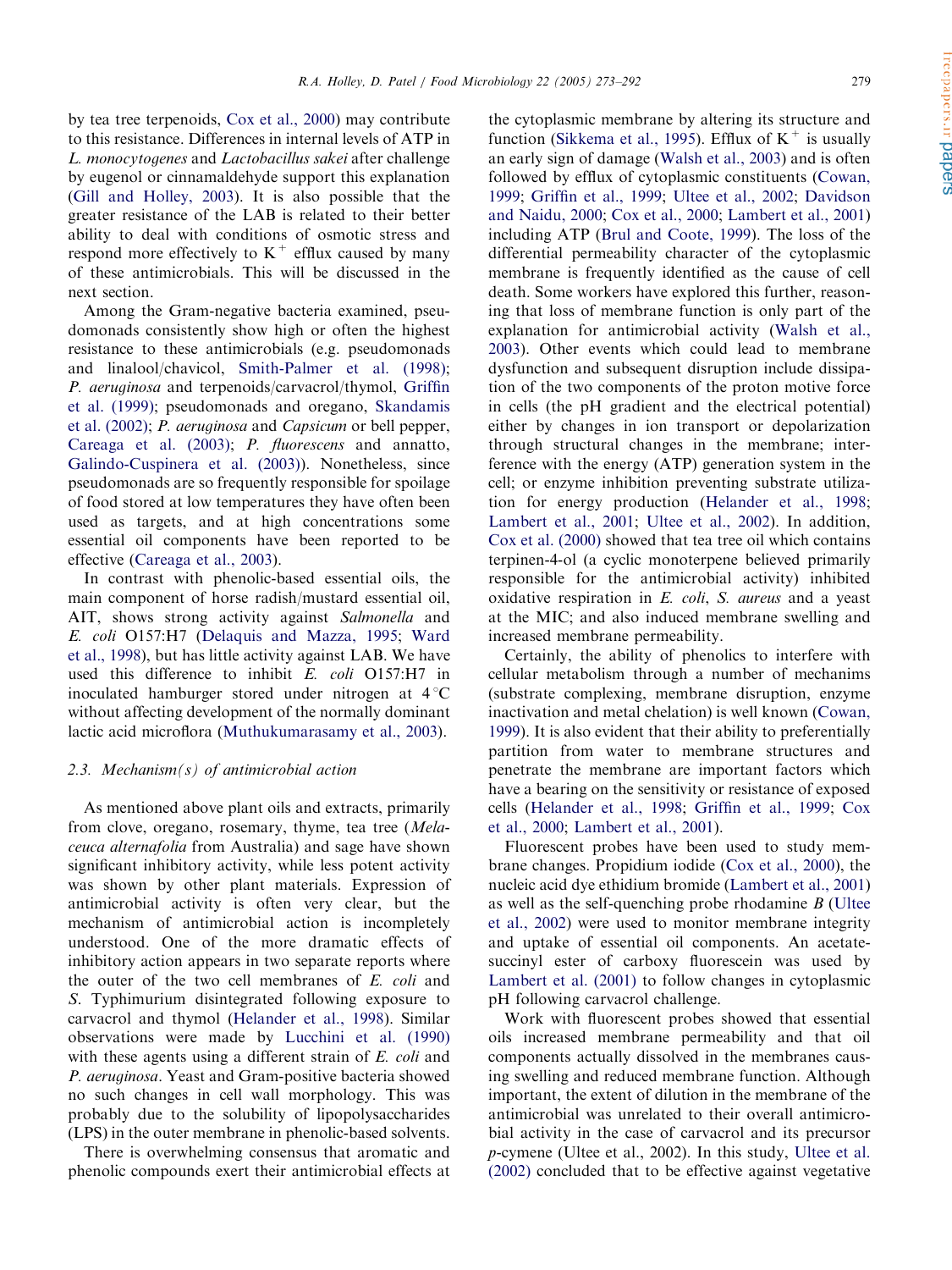by tea tree terpenoids, Cox et al., 2000) may contribute to this resistance. Differences in internal levels of ATP in *L. monocytogenes* and *Lactobacillus sakei* after challenge by eugenol or cinnamaldehyde support this explanation (Gill and Holley, 2003). It is also possible that the greater resistance of the LAB is related to their better ability to deal with conditions of osmotic stress and respond more effectively to $K^+$ efflux caused by many of these antimicrobials. This will be discussed in the next section.

Among the Gram-negative bacteria examined, pseudomonads consistently show high or often the highest resistance to these antimicrobials (e.g. pseudomonads and linalool/chavicol, Smith-Palmer et al. (1998); *P. aeruginosa* and terpenoids/carvacrol/thymol, Griffin et al. (1999); pseudomonads and oregano, Skandamis et al. (2002); *P. aeruginosa* and *Capsicum* or bell pepper, Careaga et al. (2003); *P. fluorescens* and annatto, Galindo-Cuspinera et al. (2003)). Nonetheless, since pseudomonads are so frequently responsible for spoilage of food stored at low temperatures they have often been used as targets, and at high concentrations some essential oil components have been reported to be effective (Careaga et al., 2003).

In contrast with phenolic-based essential oils, the main component of horse radish/mustard essential oil, AIT, shows strong activity against *Salmonella* and *E. coli* O157:H7 (Delaquis and Mazza, 1995; Ward et al., 1998), but has little activity against LAB. We have used this difference to inhibit *E. coli* O157:H7 in inoculated hamburger stored under nitrogen at 4 °C without affecting development of the normally dominant lactic acid microflora (Muthukumarasamy et al., 2003).

### 2.3. Mechanism(s) of antimicrobial action

As mentioned above plant oils and extracts, primarily from clove, oregano, rosemary, thyme, tea tree (*Melaceuca alternafolia* from Australia) and sage have shown significant inhibitory activity, while less potent activity was shown by other plant materials. Expression of antimicrobial activity is often very clear, but the mechanism of antimicrobial action is incompletely understood. One of the more dramatic effects of inhibitory action appears in two separate reports where the outer of the two cell membranes of *E. coli* and *S.* Typhimurium disintegrated following exposure to carvacrol and thymol (Helander et al., 1998). Similar observations were made by Lucchini et al. (1990) with these agents using a different strain of *E. coli* and *P. aeruginosa*. Yeast and Gram-positive bacteria showed no such changes in cell wall morphology. This was probably due to the solubility of lipopolysaccharides (LPS) in the outer membrane in phenolic-based solvents.

There is overwhelming consensus that aromatic and phenolic compounds exert their antimicrobial effects at the cytoplasmic membrane by altering its structure and function (Sikkema et al., 1995). Efflux of $K^+$ is usually an early sign of damage (Walsh et al., 2003) and is often followed by efflux of cytoplasmic constituents (Cowan, 1999; Griffin et al., 1999; Ultee et al., 2002; Davidson and Naidu, 2000; Cox et al., 2000; Lambert et al., 2001) including ATP (Brul and Coote, 1999). The loss of the differential permeability character of the cytoplasmic membrane is frequently identified as the cause of cell death. Some workers have explored this further, reasoning that loss of membrane function is only part of the explanation for antimicrobial activity (Walsh et al., 2003). Other events which could lead to membrane dysfunction and subsequent disruption include dissipation of the two components of the proton motive force in cells (the pH gradient and the electrical potential) either by changes in ion transport or depolarization through structural changes in the membrane; interference with the energy (ATP) generation system in the cell; or enzyme inhibition preventing substrate utilization for energy production (Helander et al., 1998; Lambert et al., 2001; Ultee et al., 2002). In addition, Cox et al. (2000) showed that tea tree oil which contains terpinen-4-ol (a cyclic monoterpene believed primarily responsible for the antimicrobial activity) inhibited oxidative respiration in *E. coli*, *S. aureus* and a yeast at the MIC; and also induced membrane swelling and increased membrane permeability.

Certainly, the ability of phenolics to interfere with cellular metabolism through a number of mechanims (substrate complexing, membrane disruption, enzyme inactivation and metal chelation) is well known (Cowan, 1999). It is also evident that their ability to preferentially partition from water to membrane structures and penetrate the membrane are important factors which have a bearing on the sensitivity or resistance of exposed cells (Helander et al., 1998; Griffin et al., 1999; Cox et al., 2000; Lambert et al., 2001).

Fluorescent probes have been used to study membrane changes. Propidium iodide (Cox et al., 2000), the nucleic acid dye ethidium bromide (Lambert et al., 2001) as well as the self-quenching probe rhodamine *B* (Ultee et al., 2002) were used to monitor membrane integrity and uptake of essential oil components. An acetate-succinyl ester of carboxy fluorescein was used by Lambert et al. (2001) to follow changes in cytoplasmic pH following carvacrol challenge.

Work with fluorescent probes showed that essential oils increased membrane permeability and that oil components actually dissolved in the membranes causing swelling and reduced membrane function. Although important, the extent of dilution in the membrane of the antimicrobial was unrelated to their overall antimicrobial activity in the case of carvacrol and its precursor *p*-cymene (Ultee et al., 2002). In this study, Ultee et al. (2002) concluded that to be effective against vegetative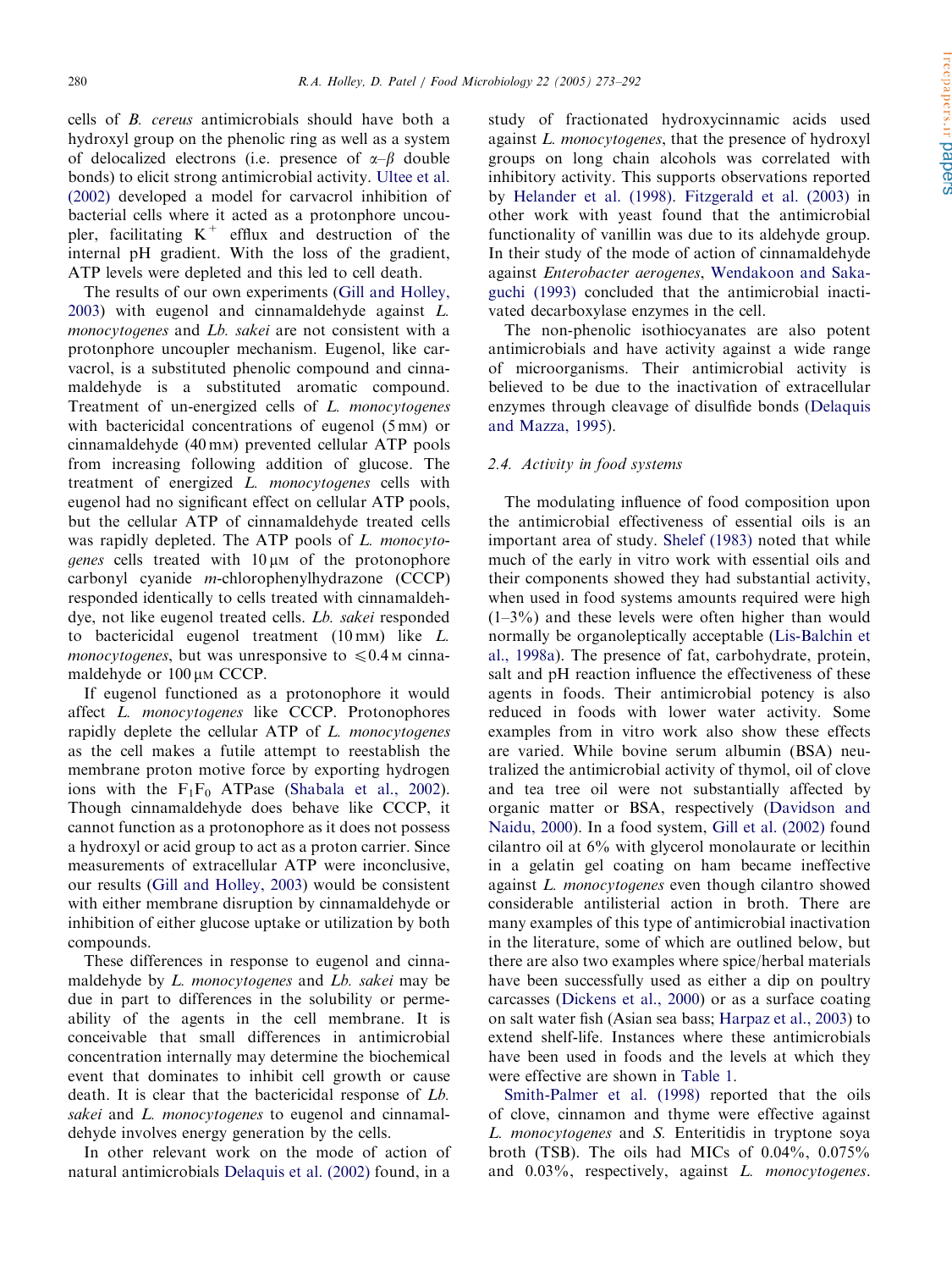cells of *B. cereus* antimicrobials should have both a hydroxyl group on the phenolic ring as well as a system of delocalized electrons (i.e. presence of $\alpha$–$\beta$ double bonds) to elicit strong antimicrobial activity. Ultee et al. (2002) developed a model for carvacrol inhibition of bacterial cells where it acted as a protonphore uncoupler, facilitating $K^+$ efflux and destruction of the internal pH gradient. With the loss of the gradient, ATP levels were depleted and this led to cell death.

The results of our own experiments (Gill and Holley, 2003) with eugenol and cinnamaldehyde against *L. monocytogenes* and *Lb. sakei* are not consistent with a protonphore uncoupler mechanism. Eugenol, like carvacrol, is a substituted phenolic compound and cinnamaldehyde is a substituted aromatic compound. Treatment of un-energized cells of *L. monocytogenes* with bactericidal concentrations of eugenol (5 mM) or cinnamaldehyde (40 mM) prevented cellular ATP pools from increasing following addition of glucose. The treatment of energized *L. monocytogenes* cells with eugenol had no significant effect on cellular ATP pools, but the cellular ATP of cinnamaldehyde treated cells was rapidly depleted. The ATP pools of *L. monocytogenes* cells treated with 10 μM of the protonophore carbonyl cyanide *m*-chlorophenylhydrazone (CCCP) responded identically to cells treated with cinnamaldehyde, not like eugenol treated cells. *Lb. sakei* responded to bactericidal eugenol treatment (10 mM) like *L. monocytogenes*, but was unresponsive to $\leqslant$0.4 M cinnamaldehyde or 100 μM CCCP.

If eugenol functioned as a protonophore it would affect *L. monocytogenes* like CCCP. Protonophores rapidly deplete the cellular ATP of *L. monocytogenes* as the cell makes a futile attempt to reestablish the membrane proton motive force by exporting hydrogen ions with the $F_1F_0$ ATPase (Shabala et al., 2002). Though cinnamaldehyde does behave like CCCP, it cannot function as a protonophore as it does not possess a hydroxyl or acid group to act as a proton carrier. Since measurements of extracellular ATP were inconclusive, our results (Gill and Holley, 2003) would be consistent with either membrane disruption by cinnamaldehyde or inhibition of either glucose uptake or utilization by both compounds.

These differences in response to eugenol and cinnamaldehyde by *L. monocytogenes* and *Lb. sakei* may be due in part to differences in the solubility or permeability of the agents in the cell membrane. It is conceivable that small differences in antimicrobial concentration internally may determine the biochemical event that dominates to inhibit cell growth or cause death. It is clear that the bactericidal response of *Lb. sakei* and *L. monocytogenes* to eugenol and cinnamaldehyde involves energy generation by the cells.

In other relevant work on the mode of action of natural antimicrobials Delaquis et al. (2002) found, in a study of fractionated hydroxycinnamic acids used against *L. monocytogenes*, that the presence of hydroxyl groups on long chain alcohols was correlated with inhibitory activity. This supports observations reported by Helander et al. (1998). Fitzgerald et al. (2003) in other work with yeast found that the antimicrobial functionality of vanillin was due to its aldehyde group. In their study of the mode of action of cinnamaldehyde against *Enterobacter aerogenes*, Wendakoon and Sakaguchi (1993) concluded that the antimicrobial inactivated decarboxylase enzymes in the cell.

The non-phenolic isothiocyanates are also potent antimicrobials and have activity against a wide range of microorganisms. Their antimicrobial activity is believed to be due to the inactivation of extracellular enzymes through cleavage of disulfide bonds (Delaquis and Mazza, 1995).

### 2.4. Activity in food systems

The modulating influence of food composition upon the antimicrobial effectiveness of essential oils is an important area of study. Shelef (1983) noted that while much of the early in vitro work with essential oils and their components showed they had substantial activity, when used in food systems amounts required were high (1–3%) and these levels were often higher than would normally be organoleptically acceptable (Lis-Balchin et al., 1998a). The presence of fat, carbohydrate, protein, salt and pH reaction influence the effectiveness of these agents in foods. Their antimicrobial potency is also reduced in foods with lower water activity. Some examples from in vitro work also show these effects are varied. While bovine serum albumin (BSA) neutralized the antimicrobial activity of thymol, oil of clove and tea tree oil were not substantially affected by organic matter or BSA, respectively (Davidson and Naidu, 2000). In a food system, Gill et al. (2002) found cilantro oil at 6% with glycerol monolaurate or lecithin in a gelatin gel coating on ham became ineffective against *L. monocytogenes* even though cilantro showed considerable antilisterial action in broth. There are many examples of this type of antimicrobial inactivation in the literature, some of which are outlined below, but there are also two examples where spice/herbal materials have been successfully used as either a dip on poultry carcasses (Dickens et al., 2000) or as a surface coating on salt water fish (Asian sea bass; Harpaz et al., 2003) to extend shelf-life. Instances where these antimicrobials have been used in foods and the levels at which they were effective are shown in Table 1.

Smith-Palmer et al. (1998) reported that the oils of clove, cinnamon and thyme were effective against *L. monocytogenes* and *S.* Enteritidis in tryptone soya broth (TSB). The oils had MICs of 0.04%, 0.075% and 0.03%, respectively, against *L. monocytogenes*.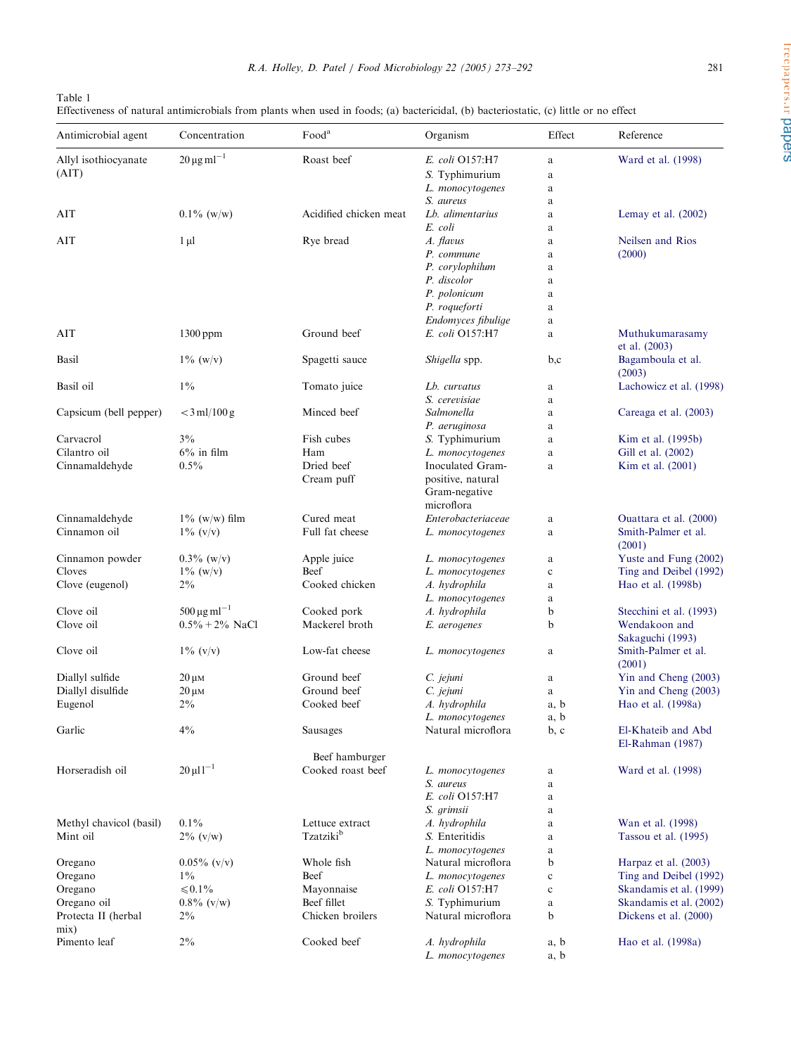Table 1
Effectiveness of natural antimicrobials from plants when used in foods; (a) bactericidal, (b) bacteriostatic, (c) little or no effect

| Antimicrobial agent | Concentration | Food[a] | Organism | Effect | Reference |
|---|---|---|---|---|---|
| Allyl isothiocyanate (AIT) | 20 μg ml$^{-1}$ | Roast beef | *E. coli* O157:H7 | a | Ward et al. (1998) |
| | | | *S.* Typhimurium | a | |
| | | | *L. monocytogenes* | a | |
| | | | *S. aureus* | a | |
| AIT | 0.1% (w/w) | Acidified chicken meat | *Lb. alimentarius* | a | Lemay et al. (2002) |
| | | | *E. coli* | a | |
| AIT | 1 μl | Rye bread | *A. flavus* | a | Neilsen and Rios (2000) |
| | | | *P. commune* | a | |
| | | | *P. corylophilum* | a | |
| | | | *P. discolor* | a | |
| | | | *P. polonicum* | a | |
| | | | *P. roqueforti* | a | |
| | | | *Endomyces fibulige* | a | |
| AIT | 1300 ppm | Ground beef | *E. coli* O157:H7 | a | Muthukumarasamy et al. (2003) |
| Basil | 1% (w/v) | Spagetti sauce | *Shigella* spp. | b,c | Bagamboula et al. (2003) |
| Basil oil | 1% | Tomato juice | *Lb. curvatus* | a | Lachowicz et al. (1998) |
| | | | *S. cerevisiae* | a | |
| Capsicum (bell pepper) | <3 ml/100 g | Minced beef | *Salmonella* | a | Careaga et al. (2003) |
| | | | *P. aeruginosa* | a | |
| Carvacrol | 3% | Fish cubes | *S.* Typhimurium | a | Kim et al. (1995b) |
| Cilantro oil | 6% in film | Ham | *L. monocytogenes* | a | Gill et al. (2002) |
| Cinnamaldehyde | 0.5% | Dried beef Cream puff | Inoculated Gram-positive, natural Gram-negative microflora | a | Kim et al. (2001) |
| Cinnamaldehyde | 1% (w/w) film | Cured meat | *Enterobacteriaceae* | a | Ouattara et al. (2000) |
| Cinnamon oil | 1% (v/v) | Full fat cheese | *L. monocytogenes* | a | Smith-Palmer et al. (2001) |
| Cinnamon powder | 0.3% (w/v) | Apple juice | *L. monocytogenes* | a | Yuste and Fung (2002) |
| Cloves | 1% (w/v) | Beef | *L. monocytogenes* | c | Ting and Deibel (1992) |
| Clove (eugenol) | 2% | Cooked chicken | *A. hydrophila* | a | Hao et al. (1998b) |
| | | | *L. monocytogenes* | a | |
| Clove oil | 500 μg ml$^{-1}$ | Cooked pork | *A. hydrophila* | b | Stecchini et al. (1993) |
| Clove oil | 0.5% + 2% NaCl | Mackerel broth | *E. aerogenes* | b | Wendakoon and Sakaguchi (1993) |
| Clove oil | 1% (v/v) | Low-fat cheese | *L. monocytogenes* | a | Smith-Palmer et al. (2001) |
| Diallyl sulfide | 20 μM | Ground beef | *C. jejuni* | a | Yin and Cheng (2003) |
| Diallyl disulfide | 20 μM | Ground beef | *C. jejuni* | a | Yin and Cheng (2003) |
| Eugenol | 2% | Cooked beef | *A. hydrophila* | a, b | Hao et al. (1998a) |
| | | | *L. monocytogenes* | a, b | |
| Garlic | 4% | Sausages Beef hamburger | Natural microflora | b, c | El-Khateib and Abd El-Rahman (1987) |
| Horseradish oil | 20 μl l$^{-1}$ | Cooked roast beef | *L. monocytogenes* | a | Ward et al. (1998) |
| | | | *S. aureus* | a | |
| | | | *E. coli* O157:H7 | a | |
| | | | *S. grimsii* | a | |
| Methyl chavicol (basil) | 0.1% | Lettuce extract | *A. hydrophila* | a | Wan et al. (1998) |
| Mint oil | 2% (v/w) | Tzatziki[b] | *S.* Enteritidis | a | Tassou et al. (1995) |
| | | | *L. monocytogenes* | a | |
| Oregano | 0.05% (v/v) | Whole fish | Natural microflora | b | Harpaz et al. (2003) |
| Oregano | 1% | Beef | *L. monocytogenes* | c | Ting and Deibel (1992) |
| Oregano | ≤0.1% | Mayonnaise | *E. coli* O157:H7 | c | Skandamis et al. (1999) |
| Oregano oil | 0.8% (v/w) | Beef fillet | *S.* Typhimurium | a | Skandamis et al. (2002) |
| Protecta II (herbal mix) | 2% | Chicken broilers | Natural microflora | b | Dickens et al. (2000) |
| Pimento leaf | 2% | Cooked beef | *A. hydrophila* | a, b | Hao et al. (1998a) |
| | | | *L. monocytogenes* | a, b | |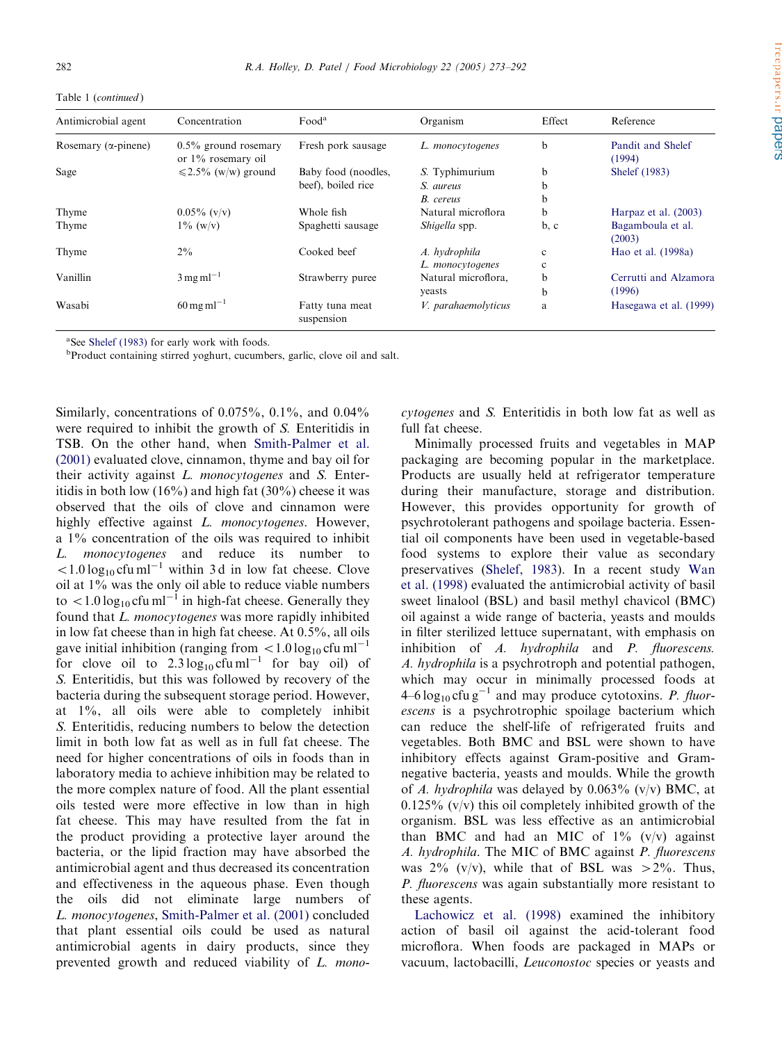Table 1 (*continued*)

| Antimicrobial agent | Concentration | Food[a] | Organism | Effect | Reference |
|---|---|---|---|---|---|
| Rosemary (α-pinene) | 0.5% ground rosemary or 1% rosemary oil | Fresh pork sausage | *L. monocytogenes* | b | Pandit and Shelef (1994) |
| Sage | ⩽2.5% (w/w) ground | Baby food (noodles, beef), boiled rice | *S.* Typhimurium<br>*S. aureus*<br>*B. cereus* | b<br>b<br>b | Shelef (1983) |
| Thyme | 0.05% (v/v) | Whole fish | Natural microflora | b | Harpaz et al. (2003) |
| Thyme | 1% (w/v) | Spaghetti sausage | *Shigella* spp. | b, c | Bagamboula et al. (2003) |
| Thyme | 2% | Cooked beef | *A. hydrophila*<br>*L. monocytogenes* | c<br>c | Hao et al. (1998a) |
| Vanillin | $3\,mg\,ml^{-1}$ | Strawberry puree | Natural microflora, yeasts | b<br>b | Cerrutti and Alzamora (1996) |
| Wasabi | $60\,mg\,ml^{-1}$ | Fatty tuna meat suspension | *V. parahaemolyticus* | a | Hasegawa et al. (1999) |

[a]See Shelef (1983) for early work with foods.

[b]Product containing stirred yoghurt, cucumbers, garlic, clove oil and salt.

Similarly, concentrations of 0.075%, 0.1%, and 0.04% were required to inhibit the growth of *S.* Enteritidis in TSB. On the other hand, when Smith-Palmer et al. (2001) evaluated clove, cinnamon, thyme and bay oil for their activity against *L. monocytogenes* and *S.* Enteritidis in both low (16%) and high fat (30%) cheese it was observed that the oils of clove and cinnamon were highly effective against *L. monocytogenes*. However, a 1% concentration of the oils was required to inhibit *L. monocytogenes* and reduce its number to $<1.0\,\log_{10}\,cfu\,ml^{-1}$ within 3 d in low fat cheese. Clove oil at 1% was the only oil able to reduce viable numbers to $<1.0\,\log_{10}\,cfu\,ml^{-1}$ in high-fat cheese. Generally they found that *L. monocytogenes* was more rapidly inhibited in low fat cheese than in high fat cheese. At 0.5%, all oils gave initial inhibition (ranging from $<1.0\,\log_{10}\,cfu\,ml^{-1}$ for clove oil to $2.3\,\log_{10}\,cfu\,ml^{-1}$ for bay oil) of *S.* Enteritidis, but this was followed by recovery of the bacteria during the subsequent storage period. However, at 1%, all oils were able to completely inhibit *S.* Enteritidis, reducing numbers to below the detection limit in both low fat as well as in full fat cheese. The need for higher concentrations of oils in foods than in laboratory media to achieve inhibition may be related to the more complex nature of food. All the plant essential oils tested were more effective in low than in high fat cheese. This may have resulted from the fat in the product providing a protective layer around the bacteria, or the lipid fraction may have absorbed the antimicrobial agent and thus decreased its concentration and effectiveness in the aqueous phase. Even though the oils did not eliminate large numbers of *L. monocytogenes*, Smith-Palmer et al. (2001) concluded that plant essential oils could be used as natural antimicrobial agents in dairy products, since they prevented growth and reduced viability of *L. monocytogenes* and *S.* Enteritidis in both low fat as well as full fat cheese.

Minimally processed fruits and vegetables in MAP packaging are becoming popular in the marketplace. Products are usually held at refrigerator temperature during their manufacture, storage and distribution. However, this provides opportunity for growth of psychrotolerant pathogens and spoilage bacteria. Essential oil components have been used in vegetable-based food systems to explore their value as secondary preservatives (Shelef, 1983). In a recent study Wan et al. (1998) evaluated the antimicrobial activity of basil sweet linalool (BSL) and basil methyl chavicol (BMC) oil against a wide range of bacteria, yeasts and moulds in filter sterilized lettuce supernatant, with emphasis on inhibition of *A. hydrophila* and *P. fluorescens*. *A. hydrophila* is a psychrotroph and potential pathogen, which may occur in minimally processed foods at $4–6\,\log_{10}\,cfu\,g^{-1}$ and may produce cytotoxins. *P. fluorescens* is a psychrotrophic spoilage bacterium which can reduce the shelf-life of refrigerated fruits and vegetables. Both BMC and BSL were shown to have inhibitory effects against Gram-positive and Gram-negative bacteria, yeasts and moulds. While the growth of *A. hydrophila* was delayed by 0.063% (v/v) BMC, at 0.125% (v/v) this oil completely inhibited growth of the organism. BSL was less effective as an antimicrobial than BMC and had an MIC of 1% (v/v) against *A. hydrophila*. The MIC of BMC against *P. fluorescens* was 2% (v/v), while that of BSL was >2%. Thus, *P. fluorescens* was again substantially more resistant to these agents.

Lachowicz et al. (1998) examined the inhibitory action of basil oil against the acid-tolerant food microflora. When foods are packaged in MAPs or vacuum, lactobacilli, *Leuconostoc* species or yeasts and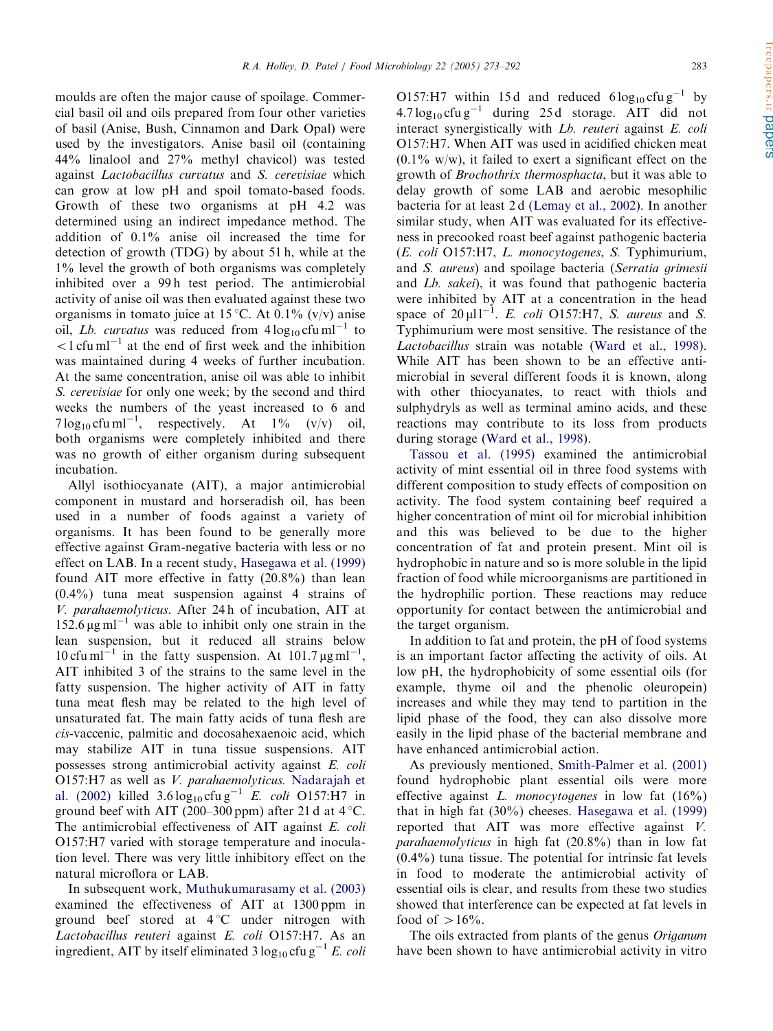moulds are often the major cause of spoilage. Commercial basil oil and oils prepared from four other varieties of basil (Anise, Bush, Cinnamon and Dark Opal) were used by the investigators. Anise basil oil (containing 44% linalool and 27% methyl chavicol) was tested against *Lactobacillus curvatus* and *S. cerevisiae* which can grow at low pH and spoil tomato-based foods. Growth of these two organisms at pH 4.2 was determined using an indirect impedance method. The addition of 0.1% anise oil increased the time for detection of growth (TDG) by about 51 h, while at the 1% level the growth of both organisms was completely inhibited over a 99 h test period. The antimicrobial activity of anise oil was then evaluated against these two organisms in tomato juice at 15 °C. At 0.1% (v/v) anise oil, *Lb. curvatus* was reduced from $4 \log_{10}$ cfu ml$^{-1}$ to <1 cfu ml$^{-1}$ at the end of first week and the inhibition was maintained during 4 weeks of further incubation. At the same concentration, anise oil was able to inhibit *S. cerevisiae* for only one week; by the second and third weeks the numbers of the yeast increased to 6 and $7 \log_{10}$ cfu ml$^{-1}$, respectively. At 1% (v/v) oil, both organisms were completely inhibited and there was no growth of either organism during subsequent incubation.

Allyl isothiocyanate (AIT), a major antimicrobial component in mustard and horseradish oil, has been used in a number of foods against a variety of organisms. It has been found to be generally more effective against Gram-negative bacteria with less or no effect on LAB. In a recent study, Hasegawa et al. (1999) found AIT more effective in fatty (20.8%) than lean (0.4%) tuna meat suspension against 4 strains of *V. parahaemolyticus*. After 24 h of incubation, AIT at 152.6 μg ml$^{-1}$ was able to inhibit only one strain in the lean suspension, but it reduced all strains below 10 cfu ml$^{-1}$ in the fatty suspension. At 101.7 μg ml$^{-1}$, AIT inhibited 3 of the strains to the same level in the fatty suspension. The higher activity of AIT in fatty tuna meat flesh may be related to the high level of unsaturated fat. The main fatty acids of tuna flesh are *cis*-vaccenic, palmitic and docosahexaenoic acid, which may stabilize AIT in tuna tissue suspensions. AIT possesses strong antimicrobial activity against *E. coli* O157:H7 as well as *V. parahaemolyticus*. Nadarajah et al. (2002) killed $3.6 \log_{10}$ cfu g$^{-1}$ *E. coli* O157:H7 in ground beef with AIT (200–300 ppm) after 21 d at 4 °C. The antimicrobial effectiveness of AIT against *E. coli* O157:H7 varied with storage temperature and inoculation level. There was very little inhibitory effect on the natural microflora or LAB.

In subsequent work, Muthukumarasamy et al. (2003) examined the effectiveness of AIT at 1300 ppm in ground beef stored at 4 °C under nitrogen with *Lactobacillus reuteri* against *E. coli* O157:H7. As an ingredient, AIT by itself eliminated $3 \log_{10}$ cfu g$^{-1}$ *E. coli* O157:H7 within 15 d and reduced $6 \log_{10}$ cfu g$^{-1}$ by $4.7 \log_{10}$ cfu g$^{-1}$ during 25 d storage. AIT did not interact synergistically with *Lb. reuteri* against *E. coli* O157:H7. When AIT was used in acidified chicken meat (0.1% w/w), it failed to exert a significant effect on the growth of *Brochothrix thermosphacta*, but it was able to delay growth of some LAB and aerobic mesophilic bacteria for at least 2 d (Lemay et al., 2002). In another similar study, when AIT was evaluated for its effectiveness in precooked roast beef against pathogenic bacteria (*E. coli* O157:H7, *L. monocytogenes*, *S.* Typhimurium, and *S. aureus*) and spoilage bacteria (*Serratia grimesii* and *Lb. sakei*), it was found that pathogenic bacteria were inhibited by AIT at a concentration in the head space of 20 μl l$^{-1}$. *E. coli* O157:H7, *S. aureus* and *S.* Typhimurium were most sensitive. The resistance of the *Lactobacillus* strain was notable (Ward et al., 1998). While AIT has been shown to be an effective antimicrobial in several different foods it is known, along with other thiocyanates, to react with thiols and sulphydryls as well as terminal amino acids, and these reactions may contribute to its loss from products during storage (Ward et al., 1998).

Tassou et al. (1995) examined the antimicrobial activity of mint essential oil in three food systems with different composition to study effects of composition on activity. The food system containing beef required a higher concentration of mint oil for microbial inhibition and this was believed to be due to the higher concentration of fat and protein present. Mint oil is hydrophobic in nature and so is more soluble in the lipid fraction of food while microorganisms are partitioned in the hydrophilic portion. These reactions may reduce opportunity for contact between the antimicrobial and the target organism.

In addition to fat and protein, the pH of food systems is an important factor affecting the activity of oils. At low pH, the hydrophobicity of some essential oils (for example, thyme oil and the phenolic oleuropein) increases and while they may tend to partition in the lipid phase of the food, they can also dissolve more easily in the lipid phase of the bacterial membrane and have enhanced antimicrobial action.

As previously mentioned, Smith-Palmer et al. (2001) found hydrophobic plant essential oils were more effective against *L. monocytogenes* in low fat (16%) that in high fat (30%) cheeses. Hasegawa et al. (1999) reported that AIT was more effective against *V. parahaemolyticus* in high fat (20.8%) than in low fat (0.4%) tuna tissue. The potential for intrinsic fat levels in food to moderate the antimicrobial activity of essential oils is clear, and results from these two studies showed that interference can be expected at fat levels in food of >16%.

The oils extracted from plants of the genus *Origanum* have been shown to have antimicrobial activity in vitro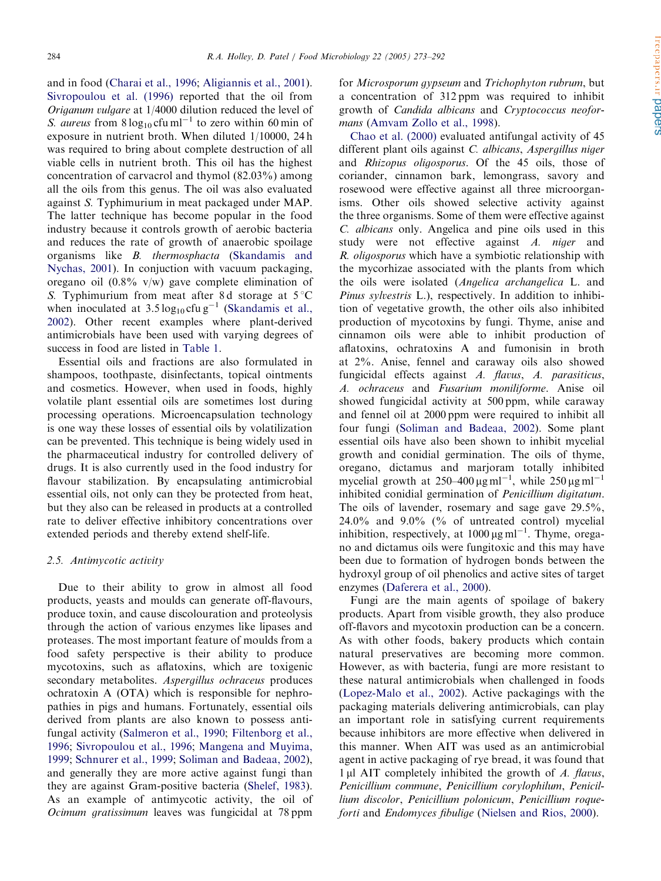and in food (Charai et al., 1996; Aligiannis et al., 2001). Sivropoulou et al. (1996) reported that the oil from *Origanum vulgare* at 1/4000 dilution reduced the level of *S. aureus* from $8\log_{10}$ cfu ml$^{-1}$ to zero within 60 min of exposure in nutrient broth. When diluted 1/10000, 24 h was required to bring about complete destruction of all viable cells in nutrient broth. This oil has the highest concentration of carvacrol and thymol (82.03%) among all the oils from this genus. The oil was also evaluated against *S.* Typhimurium in meat packaged under MAP. The latter technique has become popular in the food industry because it controls growth of aerobic bacteria and reduces the rate of growth of anaerobic spoilage organisms like *B. thermosphacta* (Skandamis and Nychas, 2001). In conjuction with vacuum packaging, oregano oil (0.8% v/w) gave complete elimination of *S.* Typhimurium from meat after 8 d storage at 5 °C when inoculated at $3.5\log_{10}$ cfu g$^{-1}$ (Skandamis et al., 2002). Other recent examples where plant-derived antimicrobials have been used with varying degrees of success in food are listed in Table 1.

Essential oils and fractions are also formulated in shampoos, toothpaste, disinfectants, topical ointments and cosmetics. However, when used in foods, highly volatile plant essential oils are sometimes lost during processing operations. Microencapsulation technology is one way these losses of essential oils by volatilization can be prevented. This technique is being widely used in the pharmaceutical industry for controlled delivery of drugs. It is also currently used in the food industry for flavour stabilization. By encapsulating antimicrobial essential oils, not only can they be protected from heat, but they also can be released in products at a controlled rate to deliver effective inhibitory concentrations over extended periods and thereby extend shelf-life.

### 2.5. Antimycotic activity

Due to their ability to grow in almost all food products, yeasts and moulds can generate off-flavours, produce toxin, and cause discolouration and proteolysis through the action of various enzymes like lipases and proteases. The most important feature of moulds from a food safety perspective is their ability to produce mycotoxins, such as aflatoxins, which are toxigenic secondary metabolites. *Aspergillus ochraceus* produces ochratoxin A (OTA) which is responsible for nephropathies in pigs and humans. Fortunately, essential oils derived from plants are also known to possess antifungal activity (Salmeron et al., 1990; Filtenborg et al., 1996; Sivropoulou et al., 1996; Mangena and Muyima, 1999; Schnurer et al., 1999; Soliman and Badeaa, 2002), and generally they are more active against fungi than they are against Gram-positive bacteria (Shelef, 1983). As an example of antimycotic activity, the oil of *Ocimum gratissimum* leaves was fungicidal at 78 ppm for *Microsporum gypseum* and *Trichophyton rubrum*, but a concentration of 312 ppm was required to inhibit growth of *Candida albicans* and *Cryptococcus neoformans* (Amvam Zollo et al., 1998).

Chao et al. (2000) evaluated antifungal activity of 45 different plant oils against *C. albicans*, *Aspergillus niger* and *Rhizopus oligosporus*. Of the 45 oils, those of coriander, cinnamon bark, lemongrass, savory and rosewood were effective against all three microorganisms. Other oils showed selective activity against the three organisms. Some of them were effective against *C. albicans* only. Angelica and pine oils used in this study were not effective against *A. niger* and *R. oligosporus* which have a symbiotic relationship with the mycorhizae associated with the plants from which the oils were isolated (*Angelica archangelica* L. and *Pinus sylvestris* L.), respectively. In addition to inhibition of vegetative growth, the other oils also inhibited production of mycotoxins by fungi. Thyme, anise and cinnamon oils were able to inhibit production of aflatoxins, ochratoxins A and fumonisin in broth at 2%. Anise, fennel and caraway oils also showed fungicidal effects against *A. flavus*, *A. parasiticus*, *A. ochraceus* and *Fusarium moniliforme*. Anise oil showed fungicidal activity at 500 ppm, while caraway and fennel oil at 2000 ppm were required to inhibit all four fungi (Soliman and Badeaa, 2002). Some plant essential oils have also been shown to inhibit mycelial growth and conidial germination. The oils of thyme, oregano, dictamus and marjoram totally inhibited mycelial growth at 250–400 μg ml$^{-1}$, while 250 μg ml$^{-1}$ inhibited conidial germination of *Penicillium digitatum*. The oils of lavender, rosemary and sage gave 29.5%, 24.0% and 9.0% (% of untreated control) mycelial inhibition, respectively, at 1000 μg ml$^{-1}$. Thyme, oregano and dictamus oils were fungitoxic and this may have been due to formation of hydrogen bonds between the hydroxyl group of oil phenolics and active sites of target enzymes (Daferera et al., 2000).

Fungi are the main agents of spoilage of bakery products. Apart from visible growth, they also produce off-flavors and mycotoxin production can be a concern. As with other foods, bakery products which contain natural preservatives are becoming more common. However, as with bacteria, fungi are more resistant to these natural antimicrobials when challenged in foods (Lopez-Malo et al., 2002). Active packagings with the packaging materials delivering antimicrobials, can play an important role in satisfying current requirements because inhibitors are more effective when delivered in this manner. When AIT was used as an antimicrobial agent in active packaging of rye bread, it was found that 1 μl AIT completely inhibited the growth of *A. flavus*, *Penicillium commune*, *Penicillium corylophilum*, *Penicillium discolor*, *Penicillium polonicum*, *Penicillium roqueforti* and *Endomyces fibulige* (Nielsen and Rios, 2000).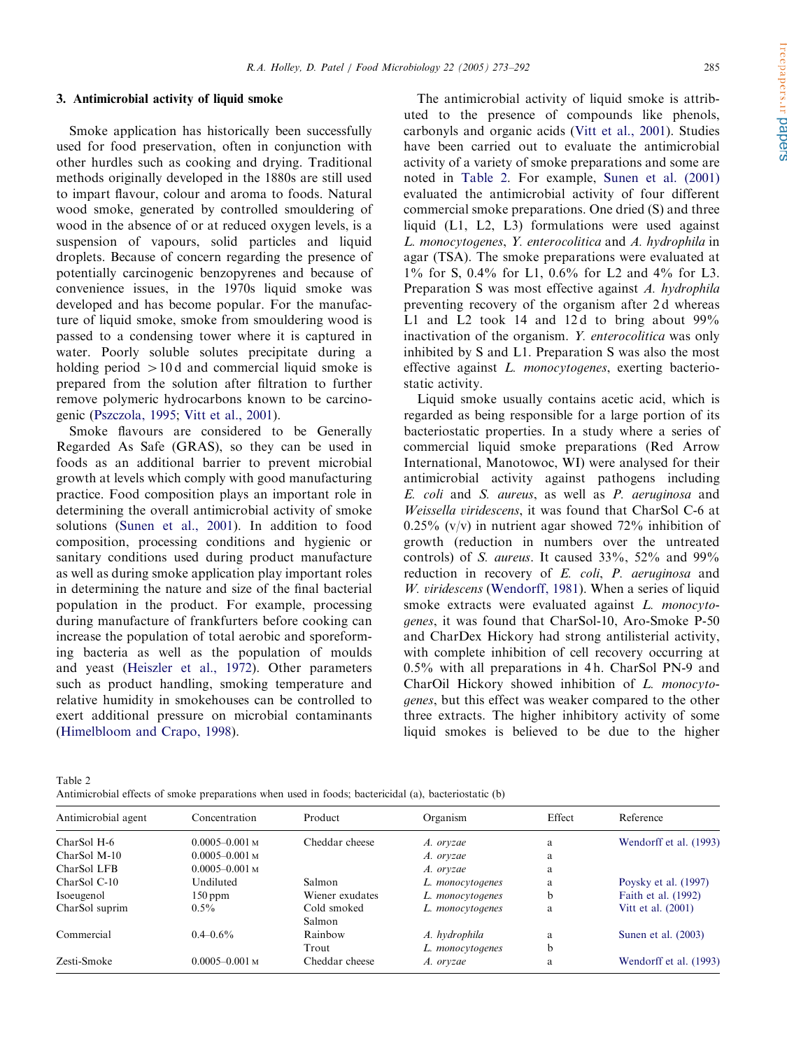## 3. Antimicrobial activity of liquid smoke

Smoke application has historically been successfully used for food preservation, often in conjunction with other hurdles such as cooking and drying. Traditional methods originally developed in the 1880s are still used to impart flavour, colour and aroma to foods. Natural wood smoke, generated by controlled smouldering of wood in the absence of or at reduced oxygen levels, is a suspension of vapours, solid particles and liquid droplets. Because of concern regarding the presence of potentially carcinogenic benzopyrenes and because of convenience issues, in the 1970s liquid smoke was developed and has become popular. For the manufacture of liquid smoke, smoke from smouldering wood is passed to a condensing tower where it is captured in water. Poorly soluble solutes precipitate during a holding period >10 d and commercial liquid smoke is prepared from the solution after filtration to further remove polymeric hydrocarbons known to be carcinogenic (Pszczola, 1995; Vitt et al., 2001).

Smoke flavours are considered to be Generally Regarded As Safe (GRAS), so they can be used in foods as an additional barrier to prevent microbial growth at levels which comply with good manufacturing practice. Food composition plays an important role in determining the overall antimicrobial activity of smoke solutions (Sunen et al., 2001). In addition to food composition, processing conditions and hygienic or sanitary conditions used during product manufacture as well as during smoke application play important roles in determining the nature and size of the final bacterial population in the product. For example, processing during manufacture of frankfurters before cooking can increase the population of total aerobic and sporeforming bacteria as well as the population of moulds and yeast (Heiszler et al., 1972). Other parameters such as product handling, smoking temperature and relative humidity in smokehouses can be controlled to exert additional pressure on microbial contaminants (Himelbloom and Crapo, 1998).

The antimicrobial activity of liquid smoke is attributed to the presence of compounds like phenols, carbonyls and organic acids (Vitt et al., 2001). Studies have been carried out to evaluate the antimicrobial activity of a variety of smoke preparations and some are noted in Table 2. For example, Sunen et al. (2001) evaluated the antimicrobial activity of four different commercial smoke preparations. One dried (S) and three liquid (L1, L2, L3) formulations were used against *L. monocytogenes*, *Y. enterocolitica* and *A. hydrophila* in agar (TSA). The smoke preparations were evaluated at 1% for S, 0.4% for L1, 0.6% for L2 and 4% for L3. Preparation S was most effective against *A. hydrophila* preventing recovery of the organism after 2 d whereas L1 and L2 took 14 and 12 d to bring about 99% inactivation of the organism. *Y. enterocolitica* was only inhibited by S and L1. Preparation S was also the most effective against *L. monocytogenes*, exerting bacteriostatic activity.

Liquid smoke usually contains acetic acid, which is regarded as being responsible for a large portion of its bacteriostatic properties. In a study where a series of commercial liquid smoke preparations (Red Arrow International, Manotowoc, WI) were analysed for their antimicrobial activity against pathogens including *E. coli* and *S. aureus*, as well as *P. aeruginosa* and *Weissella viridescens*, it was found that CharSol C-6 at 0.25% (v/v) in nutrient agar showed 72% inhibition of growth (reduction in numbers over the untreated controls) of *S. aureus*. It caused 33%, 52% and 99% reduction in recovery of *E. coli*, *P. aeruginosa* and *W. viridescens* (Wendorff, 1981). When a series of liquid smoke extracts were evaluated against *L. monocytogenes*, it was found that CharSol-10, Aro-Smoke P-50 and CharDex Hickory had strong antilisterial activity, with complete inhibition of cell recovery occurring at 0.5% with all preparations in 4 h. CharSol PN-9 and CharOil Hickory showed inhibition of *L. monocytogenes*, but this effect was weaker compared to the other three extracts. The higher inhibitory activity of some liquid smokes is believed to be due to the higher

Table 2
Antimicrobial effects of smoke preparations when used in foods; bactericidal (a), bacteriostatic (b)

| Antimicrobial agent | Concentration | Product | Organism | Effect | Reference |
|---|---|---|---|---|---|
| CharSol H-6 | 0.0005–0.001 M | Cheddar cheese | *A. oryzae* | a | Wendorff et al. (1993) |
| CharSol M-10 | 0.0005–0.001 M | | *A. oryzae* | a | |
| CharSol LFB | 0.0005–0.001 M | | *A. oryzae* | a | |
| CharSol C-10 | Undiluted | Salmon | *L. monocytogenes* | a | Poysky et al. (1997) |
| Isoeugenol | 150 ppm | Wiener exudates | *L. monocytogenes* | b | Faith et al. (1992) |
| CharSol suprim | 0.5% | Cold smoked Salmon | *L. monocytogenes* | a | Vitt et al. (2001) |
| Commercial | 0.4–0.6% | Rainbow Trout | *A. hydrophila* | a | Sunen et al. (2003) |
| | | | *L. monocytogenes* | b | |
| Zesti-Smoke | 0.0005–0.001 M | Cheddar cheese | *A. oryzae* | a | Wendorff et al. (1993) |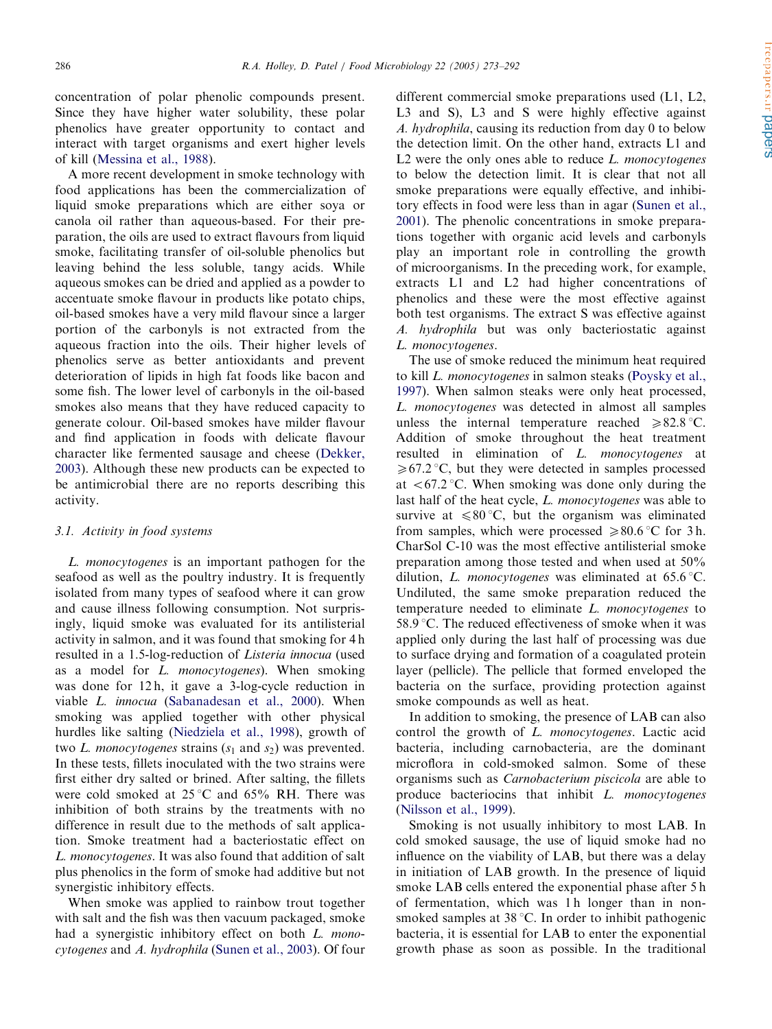concentration of polar phenolic compounds present. Since they have higher water solubility, these polar phenolics have greater opportunity to contact and interact with target organisms and exert higher levels of kill (Messina et al., 1988).

A more recent development in smoke technology with food applications has been the commercialization of liquid smoke preparations which are either soya or canola oil rather than aqueous-based. For their preparation, the oils are used to extract flavours from liquid smoke, facilitating transfer of oil-soluble phenolics but leaving behind the less soluble, tangy acids. While aqueous smokes can be dried and applied as a powder to accentuate smoke flavour in products like potato chips, oil-based smokes have a very mild flavour since a larger portion of the carbonyls is not extracted from the aqueous fraction into the oils. Their higher levels of phenolics serve as better antioxidants and prevent deterioration of lipids in high fat foods like bacon and some fish. The lower level of carbonyls in the oil-based smokes also means that they have reduced capacity to generate colour. Oil-based smokes have milder flavour and find application in foods with delicate flavour character like fermented sausage and cheese (Dekker, 2003). Although these new products can be expected to be antimicrobial there are no reports describing this activity.

### 3.1. Activity in food systems

*L. monocytogenes* is an important pathogen for the seafood as well as the poultry industry. It is frequently isolated from many types of seafood where it can grow and cause illness following consumption. Not surprisingly, liquid smoke was evaluated for its antilisterial activity in salmon, and it was found that smoking for 4 h resulted in a 1.5-log-reduction of *Listeria innocua* (used as a model for *L. monocytogenes*). When smoking was done for 12 h, it gave a 3-log-cycle reduction in viable *L. innocua* (Sabanadesan et al., 2000). When smoking was applied together with other physical hurdles like salting (Niedziela et al., 1998), growth of two *L. monocytogenes* strains ($s_1$ and $s_2$) was prevented. In these tests, fillets inoculated with the two strains were first either dry salted or brined. After salting, the fillets were cold smoked at 25 °C and 65% RH. There was inhibition of both strains by the treatments with no difference in result due to the methods of salt application. Smoke treatment had a bacteriostatic effect on *L. monocytogenes*. It was also found that addition of salt plus phenolics in the form of smoke had additive but not synergistic inhibitory effects.

When smoke was applied to rainbow trout together with salt and the fish was then vacuum packaged, smoke had a synergistic inhibitory effect on both *L. monocytogenes* and *A. hydrophila* (Sunen et al., 2003). Of four different commercial smoke preparations used (L1, L2, L3 and S), L3 and S were highly effective against *A. hydrophila*, causing its reduction from day 0 to below the detection limit. On the other hand, extracts L1 and L2 were the only ones able to reduce *L. monocytogenes* to below the detection limit. It is clear that not all smoke preparations were equally effective, and inhibitory effects in food were less than in agar (Sunen et al., 2001). The phenolic concentrations in smoke preparations together with organic acid levels and carbonyls play an important role in controlling the growth of microorganisms. In the preceding work, for example, extracts L1 and L2 had higher concentrations of phenolics and these were the most effective against both test organisms. The extract S was effective against *A. hydrophila* but was only bacteriostatic against *L. monocytogenes*.

The use of smoke reduced the minimum heat required to kill *L. monocytogenes* in salmon steaks (Poysky et al., 1997). When salmon steaks were only heat processed, *L. monocytogenes* was detected in almost all samples unless the internal temperature reached $\geqslant$82.8 °C. Addition of smoke throughout the heat treatment resulted in elimination of *L. monocytogenes* at $\geqslant$67.2 °C, but they were detected in samples processed at $<$67.2 °C. When smoking was done only during the last half of the heat cycle, *L. monocytogenes* was able to survive at $\leqslant$80 °C, but the organism was eliminated from samples, which were processed $\geqslant$80.6 °C for 3 h. CharSol C-10 was the most effective antilisterial smoke preparation among those tested and when used at 50% dilution, *L. monocytogenes* was eliminated at 65.6 °C. Undiluted, the same smoke preparation reduced the temperature needed to eliminate *L. monocytogenes* to 58.9 °C. The reduced effectiveness of smoke when it was applied only during the last half of processing was due to surface drying and formation of a coagulated protein layer (pellicle). The pellicle that formed enveloped the bacteria on the surface, providing protection against smoke compounds as well as heat.

In addition to smoking, the presence of LAB can also control the growth of *L. monocytogenes*. Lactic acid bacteria, including carnobacteria, are the dominant microflora in cold-smoked salmon. Some of these organisms such as *Carnobacterium piscicola* are able to produce bacteriocins that inhibit *L. monocytogenes* (Nilsson et al., 1999).

Smoking is not usually inhibitory to most LAB. In cold smoked sausage, the use of liquid smoke had no influence on the viability of LAB, but there was a delay in initiation of LAB growth. In the presence of liquid smoke LAB cells entered the exponential phase after 5 h of fermentation, which was 1 h longer than in non-smoked samples at 38 °C. In order to inhibit pathogenic bacteria, it is essential for LAB to enter the exponential growth phase as soon as possible. In the traditional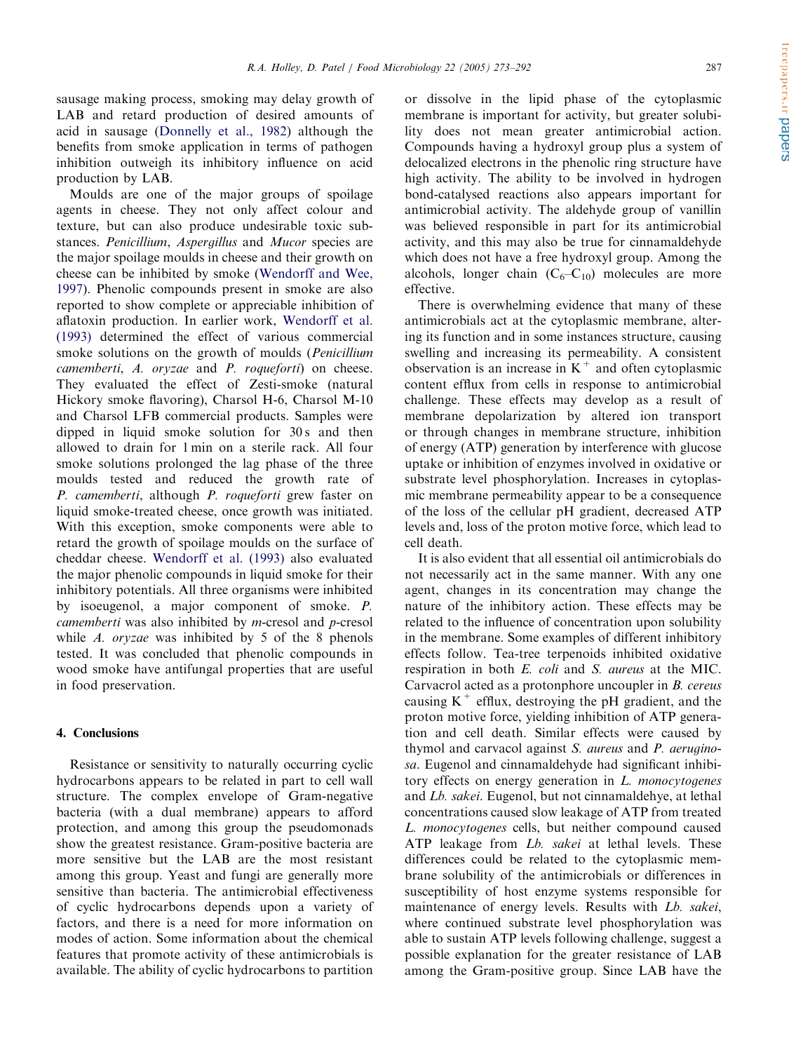sausage making process, smoking may delay growth of LAB and retard production of desired amounts of acid in sausage (Donnelly et al., 1982) although the benefits from smoke application in terms of pathogen inhibition outweigh its inhibitory influence on acid production by LAB.

Moulds are one of the major groups of spoilage agents in cheese. They not only affect colour and texture, but can also produce undesirable toxic substances. *Penicillium*, *Aspergillus* and *Mucor* species are the major spoilage moulds in cheese and their growth on cheese can be inhibited by smoke (Wendorff and Wee, 1997). Phenolic compounds present in smoke are also reported to show complete or appreciable inhibition of aflatoxin production. In earlier work, Wendorff et al. (1993) determined the effect of various commercial smoke solutions on the growth of moulds (*Penicillium camemberti*, *A. oryzae* and *P. roqueforti*) on cheese. They evaluated the effect of Zesti-smoke (natural Hickory smoke flavoring), Charsol H-6, Charsol M-10 and Charsol LFB commercial products. Samples were dipped in liquid smoke solution for 30 s and then allowed to drain for 1 min on a sterile rack. All four smoke solutions prolonged the lag phase of the three moulds tested and reduced the growth rate of *P. camemberti*, although *P. roqueforti* grew faster on liquid smoke-treated cheese, once growth was initiated. With this exception, smoke components were able to retard the growth of spoilage moulds on the surface of cheddar cheese. Wendorff et al. (1993) also evaluated the major phenolic compounds in liquid smoke for their inhibitory potentials. All three organisms were inhibited by isoeugenol, a major component of smoke. *P. camemberti* was also inhibited by *m*-cresol and *p*-cresol while *A. oryzae* was inhibited by 5 of the 8 phenols tested. It was concluded that phenolic compounds in wood smoke have antifungal properties that are useful in food preservation.

## 4. Conclusions

Resistance or sensitivity to naturally occurring cyclic hydrocarbons appears to be related in part to cell wall structure. The complex envelope of Gram-negative bacteria (with a dual membrane) appears to afford protection, and among this group the pseudomonads show the greatest resistance. Gram-positive bacteria are more sensitive but the LAB are the most resistant among this group. Yeast and fungi are generally more sensitive than bacteria. The antimicrobial effectiveness of cyclic hydrocarbons depends upon a variety of factors, and there is a need for more information on modes of action. Some information about the chemical features that promote activity of these antimicrobials is available. The ability of cyclic hydrocarbons to partition or dissolve in the lipid phase of the cytoplasmic membrane is important for activity, but greater solubility does not mean greater antimicrobial action. Compounds having a hydroxyl group plus a system of delocalized electrons in the phenolic ring structure have high activity. The ability to be involved in hydrogen bond-catalysed reactions also appears important for antimicrobial activity. The aldehyde group of vanillin was believed responsible in part for its antimicrobial activity, and this may also be true for cinnamaldehyde which does not have a free hydroxyl group. Among the alcohols, longer chain ($C_6$–$C_{10}$) molecules are more effective.

There is overwhelming evidence that many of these antimicrobials act at the cytoplasmic membrane, altering its function and in some instances structure, causing swelling and increasing its permeability. A consistent observation is an increase in $K^+$ and often cytoplasmic content efflux from cells in response to antimicrobial challenge. These effects may develop as a result of membrane depolarization by altered ion transport or through changes in membrane structure, inhibition of energy (ATP) generation by interference with glucose uptake or inhibition of enzymes involved in oxidative or substrate level phosphorylation. Increases in cytoplasmic membrane permeability appear to be a consequence of the loss of the cellular pH gradient, decreased ATP levels and, loss of the proton motive force, which lead to cell death.

It is also evident that all essential oil antimicrobials do not necessarily act in the same manner. With any one agent, changes in its concentration may change the nature of the inhibitory action. These effects may be related to the influence of concentration upon solubility in the membrane. Some examples of different inhibitory effects follow. Tea-tree terpenoids inhibited oxidative respiration in both *E. coli* and *S. aureus* at the MIC. Carvacrol acted as a protonphore uncoupler in *B. cereus* causing $K^+$ efflux, destroying the pH gradient, and the proton motive force, yielding inhibition of ATP generation and cell death. Similar effects were caused by thymol and carvacol against *S. aureus* and *P. aeruginosa*. Eugenol and cinnamaldehyde had significant inhibitory effects on energy generation in *L. monocytogenes* and *Lb. sakei*. Eugenol, but not cinnamaldehye, at lethal concentrations caused slow leakage of ATP from treated *L. monocytogenes* cells, but neither compound caused ATP leakage from *Lb. sakei* at lethal levels. These differences could be related to the cytoplasmic membrane solubility of the antimicrobials or differences in susceptibility of host enzyme systems responsible for maintenance of energy levels. Results with *Lb. sakei*, where continued substrate level phosphorylation was able to sustain ATP levels following challenge, suggest a possible explanation for the greater resistance of LAB among the Gram-positive group. Since LAB have the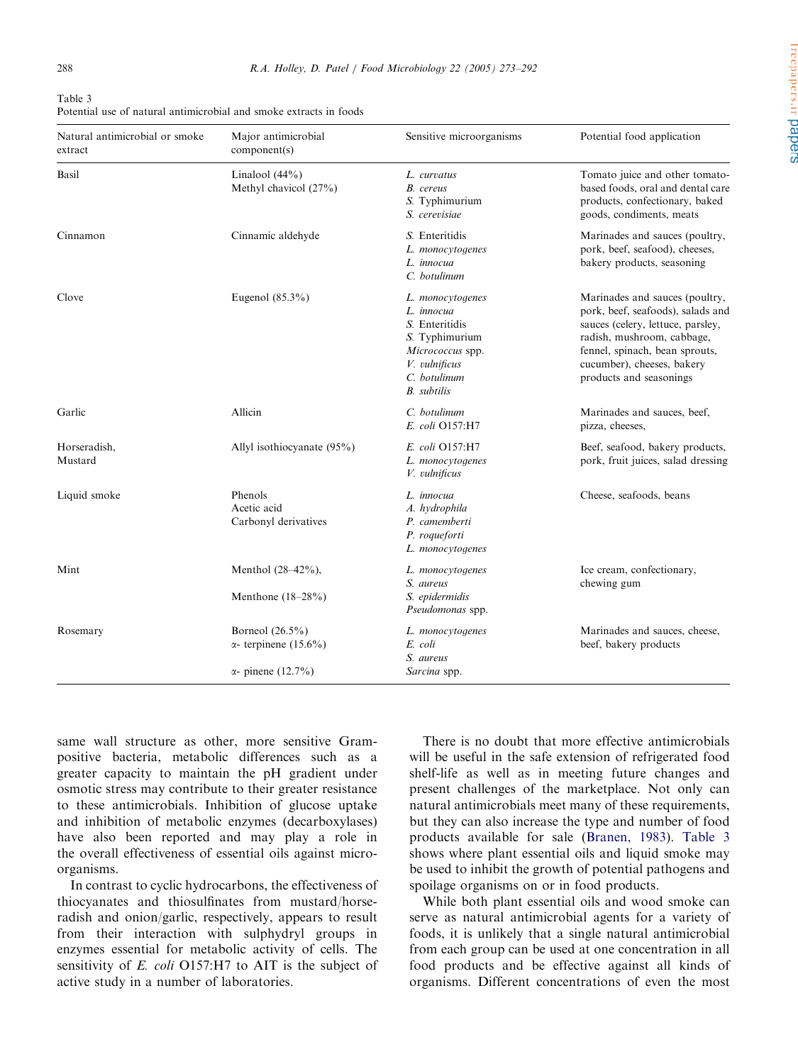Table 3
Potential use of natural antimicrobial and smoke extracts in foods

| Natural antimicrobial or smoke extract | Major antimicrobial component(s) | Sensitive microorganisms | Potential food application |
|---|---|---|---|
| Basil | Linalool (44%)<br>Methyl chavicol (27%) | *L. curvatus*<br>*B. cereus*<br>*S.* Typhimurium<br>*S. cerevisiae* | Tomato juice and other tomato-based foods, oral and dental care products, confectionary, baked goods, condiments, meats |
| Cinnamon | Cinnamic aldehyde | *S.* Enteritidis<br>*L. monocytogenes*<br>*L. innocua*<br>*C. botulinum* | Marinades and sauces (poultry, pork, beef, seafood), cheeses, bakery products, seasoning |
| Clove | Eugenol (85.3%) | *L. monocytogenes*<br>*L. innocua*<br>*S.* Enteritidis<br>*S.* Typhimurium<br>*Micrococcus* spp.<br>*V. vulnificus*<br>*C. botulinum*<br>*B. subtilis* | Marinades and sauces (poultry, pork, beef, seafoods), salads and sauces (celery, lettuce, parsley, radish, mushroom, cabbage, fennel, spinach, bean sprouts, cucumber), cheeses, bakery products and seasonings |
| Garlic | Allicin | *C. botulinum*<br>*E. coli* O157:H7 | Marinades and sauces, beef, pizza, cheeses, |
| Horseradish, Mustard | Allyl isothiocyanate (95%) | *E. coli* O157:H7<br>*L. monocytogenes*<br>*V. vulnificus* | Beef, seafood, bakery products, pork, fruit juices, salad dressing |
| Liquid smoke | Phenols<br>Acetic acid<br>Carbonyl derivatives | *L. innocua*<br>*A. hydrophila*<br>*P. camemberti*<br>*P. roqueforti*<br>*L. monocytogenes* | Cheese, seafoods, beans |
| Mint | Menthol (28–42%),<br>Menthone (18–28%) | *L. monocytogenes*<br>*S. aureus*<br>*S. epidermidis*<br>*Pseudomonas* spp. | Ice cream, confectionary, chewing gum |
| Rosemary | Borneol (26.5%)<br>α- terpinene (15.6%)<br>α- pinene (12.7%) | *L. monocytogenes*<br>*E. coli*<br>*S. aureus*<br>*Sarcina* spp. | Marinades and sauces, cheese, beef, bakery products |

same wall structure as other, more sensitive Gram-positive bacteria, metabolic differences such as a greater capacity to maintain the pH gradient under osmotic stress may contribute to their greater resistance to these antimicrobials. Inhibition of glucose uptake and inhibition of metabolic enzymes (decarboxylases) have also been reported and may play a role in the overall effectiveness of essential oils against micro-organisms.

In contrast to cyclic hydrocarbons, the effectiveness of thiocyanates and thiosulfinates from mustard/horse-radish and onion/garlic, respectively, appears to result from their interaction with sulphydryl groups in enzymes essential for metabolic activity of cells. The sensitivity of *E. coli* O157:H7 to AIT is the subject of active study in a number of laboratories.

There is no doubt that more effective antimicrobials will be useful in the safe extension of refrigerated food shelf-life as well as in meeting future changes and present challenges of the marketplace. Not only can natural antimicrobials meet many of these requirements, but they can also increase the type and number of food products available for sale (Branen, 1983). Table 3 shows where plant essential oils and liquid smoke may be used to inhibit the growth of potential pathogens and spoilage organisms on or in food products.

While both plant essential oils and wood smoke can serve as natural antimicrobial agents for a variety of foods, it is unlikely that a single natural antimicrobial from each group can be used at one concentration in all food products and be effective against all kinds of organisms. Different concentrations of even the most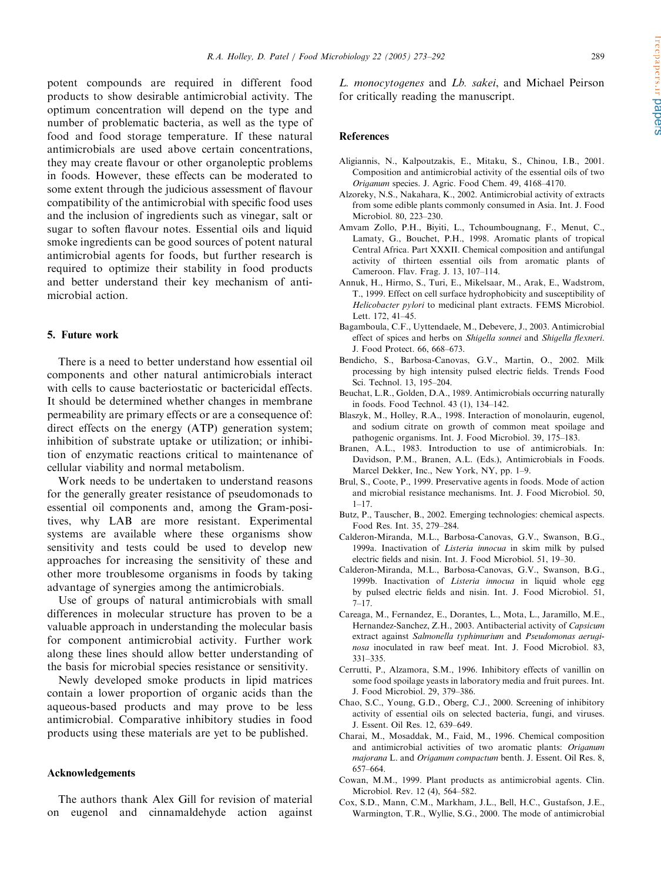potent compounds are required in different food products to show desirable antimicrobial activity. The optimum concentration will depend on the type and number of problematic bacteria, as well as the type of food and food storage temperature. If these natural antimicrobials are used above certain concentrations, they may create flavour or other organoleptic problems in foods. However, these effects can be moderated to some extent through the judicious assessment of flavour compatibility of the antimicrobial with specific food uses and the inclusion of ingredients such as vinegar, salt or sugar to soften flavour notes. Essential oils and liquid smoke ingredients can be good sources of potent natural antimicrobial agents for foods, but further research is required to optimize their stability in food products and better understand their key mechanism of antimicrobial action.

## 5. Future work

There is a need to better understand how essential oil components and other natural antimicrobials interact with cells to cause bacteriostatic or bactericidal effects. It should be determined whether changes in membrane permeability are primary effects or are a consequence of: direct effects on the energy (ATP) generation system; inhibition of substrate uptake or utilization; or inhibition of enzymatic reactions critical to maintenance of cellular viability and normal metabolism.

Work needs to be undertaken to understand reasons for the generally greater resistance of pseudomonads to essential oil components and, among the Gram-positives, why LAB are more resistant. Experimental systems are available where these organisms show sensitivity and tests could be used to develop new approaches for increasing the sensitivity of these and other more troublesome organisms in foods by taking advantage of synergies among the antimicrobials.

Use of groups of natural antimicrobials with small differences in molecular structure has proven to be a valuable approach in understanding the molecular basis for component antimicrobial activity. Further work along these lines should allow better understanding of the basis for microbial species resistance or sensitivity.

Newly developed smoke products in lipid matrices contain a lower proportion of organic acids than the aqueous-based products and may prove to be less antimicrobial. Comparative inhibitory studies in food products using these materials are yet to be published.

## Acknowledgements

The authors thank Alex Gill for revision of material on eugenol and cinnamaldehyde action against *L. monocytogenes* and *Lb. sakei*, and Michael Peirson for critically reading the manuscript.

## References

Aligiannis, N., Kalpoutzakis, E., Mitaku, S., Chinou, I.B., 2001. Composition and antimicrobial activity of the essential oils of two *Origanum* species. J. Agric. Food Chem. 49, 4168–4170.

Alzoreky, N.S., Nakahara, K., 2002. Antimicrobial activity of extracts from some edible plants commonly consumed in Asia. Int. J. Food Microbiol. 80, 223–230.

Amvam Zollo, P.H., Biyiti, L., Tchoumbougnang, F., Menut, C., Lamaty, G., Bouchet, P.H., 1998. Aromatic plants of tropical Central Africa. Part XXXII. Chemical composition and antifungal activity of thirteen essential oils from aromatic plants of Cameroon. Flav. Frag. J. 13, 107–114.

Annuk, H., Hirmo, S., Turi, E., Mikelsaar, M., Arak, E., Wadstrom, T., 1999. Effect on cell surface hydrophobicity and susceptibility of *Helicobacter pylori* to medicinal plant extracts. FEMS Microbiol. Lett. 172, 41–45.

Bagamboula, C.F., Uyttendaele, M., Debevere, J., 2003. Antimicrobial effect of spices and herbs on *Shigella sonnei* and *Shigella flexneri*. J. Food Protect. 66, 668–673.

Bendicho, S., Barbosa-Canovas, G.V., Martin, O., 2002. Milk processing by high intensity pulsed electric fields. Trends Food Sci. Technol. 13, 195–204.

Beuchat, L.R., Golden, D.A., 1989. Antimicrobials occurring naturally in foods. Food Technol. 43 (1), 134–142.

Blaszyk, M., Holley, R.A., 1998. Interaction of monolaurin, eugenol, and sodium citrate on growth of common meat spoilage and pathogenic organisms. Int. J. Food Microbiol. 39, 175–183.

Branen, A.L., 1983. Introduction to use of antimicrobials. In: Davidson, P.M., Branen, A.L. (Eds.), Antimicrobials in Foods. Marcel Dekker, Inc., New York, NY, pp. 1–9.

Brul, S., Coote, P., 1999. Preservative agents in foods. Mode of action and microbial resistance mechanisms. Int. J. Food Microbiol. 50, 1–17.

Butz, P., Tauscher, B., 2002. Emerging technologies: chemical aspects. Food Res. Int. 35, 279–284.

Calderon-Miranda, M.L., Barbosa-Canovas, G.V., Swanson, B.G., 1999a. Inactivation of *Listeria innocua* in skim milk by pulsed electric fields and nisin. Int. J. Food Microbiol. 51, 19–30.

Calderon-Miranda, M.L., Barbosa-Canovas, G.V., Swanson, B.G., 1999b. Inactivation of *Listeria innocua* in liquid whole egg by pulsed electric fields and nisin. Int. J. Food Microbiol. 51, 7–17.

Careaga, M., Fernandez, E., Dorantes, L., Mota, L., Jaramillo, M.E., Hernandez-Sanchez, Z.H., 2003. Antibacterial activity of *Capsicum* extract against *Salmonella typhimurium* and *Pseudomonas aeruginosa* inoculated in raw beef meat. Int. J. Food Microbiol. 83, 331–335.

Cerrutti, P., Alzamora, S.M., 1996. Inhibitory effects of vanillin on some food spoilage yeasts in laboratory media and fruit purees. Int. J. Food Microbiol. 29, 379–386.

Chao, S.C., Young, G.D., Oberg, C.J., 2000. Screening of inhibitory activity of essential oils on selected bacteria, fungi, and viruses. J. Essent. Oil Res. 12, 639–649.

Charai, M., Mosaddak, M., Faid, M., 1996. Chemical composition and antimicrobial activities of two aromatic plants: *Origanum majorana* L. and *Origanum compactum* benth. J. Essent. Oil Res. 8, 657–664.

Cowan, M.M., 1999. Plant products as antimicrobial agents. Clin. Microbiol. Rev. 12 (4), 564–582.

Cox, S.D., Mann, C.M., Markham, J.L., Bell, H.C., Gustafson, J.E., Warmington, T.R., Wyllie, S.G., 2000. The mode of antimicrobial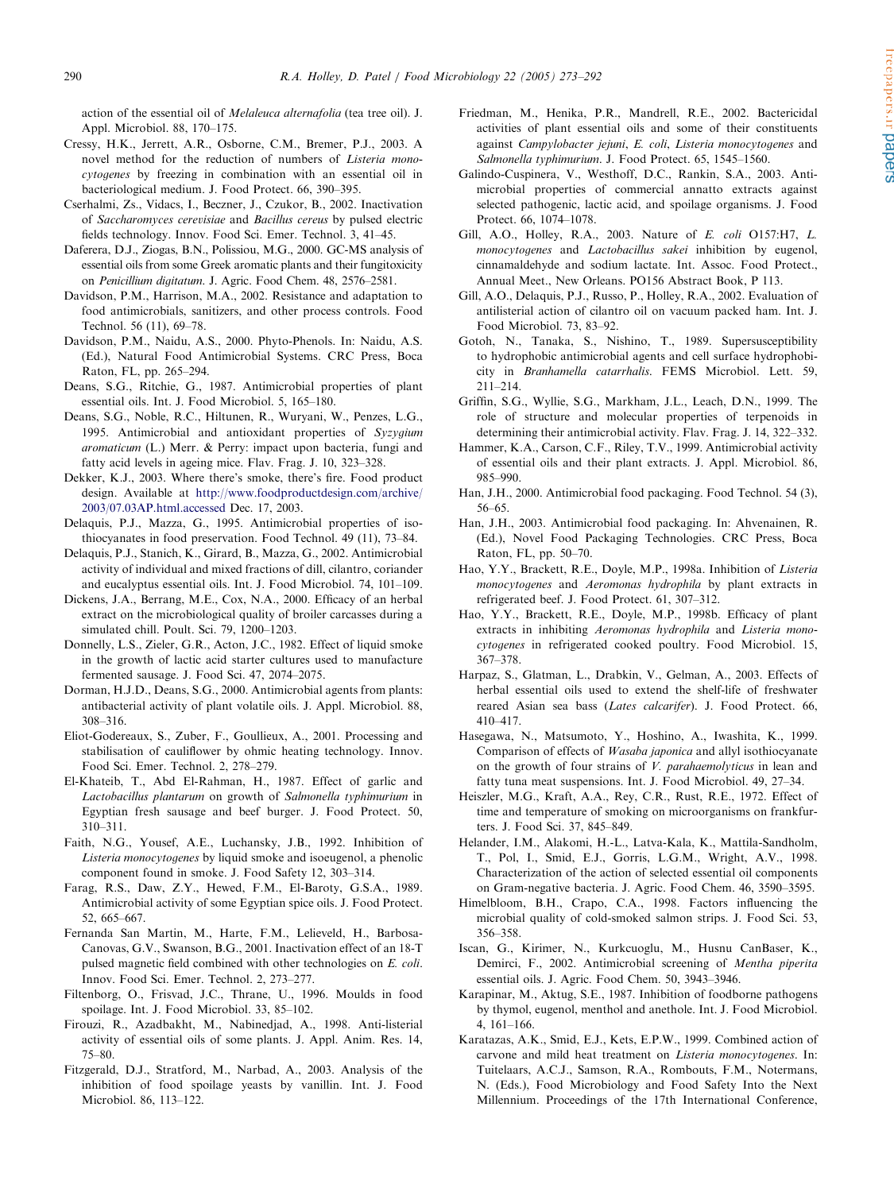action of the essential oil of *Melaleuca alternafolia* (tea tree oil). J. Appl. Microbiol. 88, 170–175.

Cressy, H.K., Jerrett, A.R., Osborne, C.M., Bremer, P.J., 2003. A novel method for the reduction of numbers of *Listeria monocytogenes* by freezing in combination with an essential oil in bacteriological medium. J. Food Protect. 66, 390–395.

Cserhalmi, Zs., Vidacs, I., Beczner, J., Czukor, B., 2002. Inactivation of *Saccharomyces cerevisiae* and *Bacillus cereus* by pulsed electric fields technology. Innov. Food Sci. Emer. Technol. 3, 41–45.

Daferera, D.J., Ziogas, B.N., Polissiou, M.G., 2000. GC-MS analysis of essential oils from some Greek aromatic plants and their fungitoxicity on *Penicillium digitatum*. J. Agric. Food Chem. 48, 2576–2581.

Davidson, P.M., Harrison, M.A., 2002. Resistance and adaptation to food antimicrobials, sanitizers, and other process controls. Food Technol. 56 (11), 69–78.

Davidson, P.M., Naidu, A.S., 2000. Phyto-Phenols. In: Naidu, A.S. (Ed.), Natural Food Antimicrobial Systems. CRC Press, Boca Raton, FL, pp. 265–294.

Deans, S.G., Ritchie, G., 1987. Antimicrobial properties of plant essential oils. Int. J. Food Microbiol. 5, 165–180.

Deans, S.G., Noble, R.C., Hiltunen, R., Wuryani, W., Penzes, L.G., 1995. Antimicrobial and antioxidant properties of *Syzygium aromaticum* (L.) Merr. & Perry: impact upon bacteria, fungi and fatty acid levels in ageing mice. Flav. Frag. J. 10, 323–328.

Dekker, K.J., 2003. Where there's smoke, there's fire. Food product design. Available at http://www.foodproductdesign.com/archive/2003/07.03AP.html.accessed Dec. 17, 2003.

Delaquis, P.J., Mazza, G., 1995. Antimicrobial properties of isothiocyanates in food preservation. Food Technol. 49 (11), 73–84.

Delaquis, P.J., Stanich, K., Girard, B., Mazza, G., 2002. Antimicrobial activity of individual and mixed fractions of dill, cilantro, coriander and eucalyptus essential oils. Int. J. Food Microbiol. 74, 101–109.

Dickens, J.A., Berrang, M.E., Cox, N.A., 2000. Efficacy of an herbal extract on the microbiological quality of broiler carcasses during a simulated chill. Poult. Sci. 79, 1200–1203.

Donnelly, L.S., Zieler, G.R., Acton, J.C., 1982. Effect of liquid smoke in the growth of lactic acid starter cultures used to manufacture fermented sausage. J. Food Sci. 47, 2074–2075.

Dorman, H.J.D., Deans, S.G., 2000. Antimicrobial agents from plants: antibacterial activity of plant volatile oils. J. Appl. Microbiol. 88, 308–316.

Eliot-Godereaux, S., Zuber, F., Goullieux, A., 2001. Processing and stabilisation of cauliflower by ohmic heating technology. Innov. Food Sci. Emer. Technol. 2, 278–279.

El-Khateib, T., Abd El-Rahman, H., 1987. Effect of garlic and *Lactobacillus plantarum* on growth of *Salmonella typhimurium* in Egyptian fresh sausage and beef burger. J. Food Protect. 50, 310–311.

Faith, N.G., Yousef, A.E., Luchansky, J.B., 1992. Inhibition of *Listeria monocytogenes* by liquid smoke and isoeugenol, a phenolic component found in smoke. J. Food Safety 12, 303–314.

Farag, R.S., Daw, Z.Y., Hewed, F.M., El-Baroty, G.S.A., 1989. Antimicrobial activity of some Egyptian spice oils. J. Food Protect. 52, 665–667.

Fernanda San Martin, M., Harte, F.M., Lelieveld, H., Barbosa-Canovas, G.V., Swanson, B.G., 2001. Inactivation effect of an 18-T pulsed magnetic field combined with other technologies on *E. coli*. Innov. Food Sci. Emer. Technol. 2, 273–277.

Filtenborg, O., Frisvad, J.C., Thrane, U., 1996. Moulds in food spoilage. Int. J. Food Microbiol. 33, 85–102.

Firouzi, R., Azadbakht, M., Nabinedjad, A., 1998. Anti-listerial activity of essential oils of some plants. J. Appl. Anim. Res. 14, 75–80.

Fitzgerald, D.J., Stratford, M., Narbad, A., 2003. Analysis of the inhibition of food spoilage yeasts by vanillin. Int. J. Food Microbiol. 86, 113–122.

Friedman, M., Henika, P.R., Mandrell, R.E., 2002. Bactericidal activities of plant essential oils and some of their constituents against *Campylobacter jejuni*, *E. coli*, *Listeria monocytogenes* and *Salmonella typhimurium*. J. Food Protect. 65, 1545–1560.

Galindo-Cuspinera, V., Westhoff, D.C., Rankin, S.A., 2003. Antimicrobial properties of commercial annatto extracts against selected pathogenic, lactic acid, and spoilage organisms. J. Food Protect. 66, 1074–1078.

Gill, A.O., Holley, R.A., 2003. Nature of *E. coli* O157:H7, *L. monocytogenes* and *Lactobacillus sakei* inhibition by eugenol, cinnamaldehyde and sodium lactate. Int. Assoc. Food Protect., Annual Meet., New Orleans. PO156 Abstract Book, P 113.

Gill, A.O., Delaquis, P.J., Russo, P., Holley, R.A., 2002. Evaluation of antilisterial action of cilantro oil on vacuum packed ham. Int. J. Food Microbiol. 73, 83–92.

Gotoh, N., Tanaka, S., Nishino, T., 1989. Supersusceptibility to hydrophobic antimicrobial agents and cell surface hydrophobicity in *Branhamella catarrhalis*. FEMS Microbiol. Lett. 59, 211–214.

Griffin, S.G., Wyllie, S.G., Markham, J.L., Leach, D.N., 1999. The role of structure and molecular properties of terpenoids in determining their antimicrobial activity. Flav. Frag. J. 14, 322–332.

Hammer, K.A., Carson, C.F., Riley, T.V., 1999. Antimicrobial activity of essential oils and their plant extracts. J. Appl. Microbiol. 86, 985–990.

Han, J.H., 2000. Antimicrobial food packaging. Food Technol. 54 (3), 56–65.

Han, J.H., 2003. Antimicrobial food packaging. In: Ahvenainen, R. (Ed.), Novel Food Packaging Technologies. CRC Press, Boca Raton, FL, pp. 50–70.

Hao, Y.Y., Brackett, R.E., Doyle, M.P., 1998a. Inhibition of *Listeria monocytogenes* and *Aeromonas hydrophila* by plant extracts in refrigerated beef. J. Food Protect. 61, 307–312.

Hao, Y.Y., Brackett, R.E., Doyle, M.P., 1998b. Efficacy of plant extracts in inhibiting *Aeromonas hydrophila* and *Listeria monocytogenes* in refrigerated cooked poultry. Food Microbiol. 15, 367–378.

Harpaz, S., Glatman, L., Drabkin, V., Gelman, A., 2003. Effects of herbal essential oils used to extend the shelf-life of freshwater reared Asian sea bass (*Lates calcarifer*). J. Food Protect. 66, 410–417.

Hasegawa, N., Matsumoto, Y., Hoshino, A., Iwashita, K., 1999. Comparison of effects of *Wasaba japonica* and allyl isothiocyanate on the growth of four strains of *V. parahaemolyticus* in lean and fatty tuna meat suspensions. Int. J. Food Microbiol. 49, 27–34.

Heiszler, M.G., Kraft, A.A., Rey, C.R., Rust, R.E., 1972. Effect of time and temperature of smoking on microorganisms on frankfurters. J. Food Sci. 37, 845–849.

Helander, I.M., Alakomi, H.-L., Latva-Kala, K., Mattila-Sandholm, T., Pol, I., Smid, E.J., Gorris, L.G.M., Wright, A.V., 1998. Characterization of the action of selected essential oil components on Gram-negative bacteria. J. Agric. Food Chem. 46, 3590–3595.

Himelbloom, B.H., Crapo, C.A., 1998. Factors influencing the microbial quality of cold-smoked salmon strips. J. Food Sci. 53, 356–358.

Iscan, G., Kirimer, N., Kurkcuoglu, M., Husnu CanBaser, K., Demirci, F., 2002. Antimicrobial screening of *Mentha piperita* essential oils. J. Agric. Food Chem. 50, 3943–3946.

Karapinar, M., Aktug, S.E., 1987. Inhibition of foodborne pathogens by thymol, eugenol, menthol and anethole. Int. J. Food Microbiol. 4, 161–166.

Karatazas, A.K., Smid, E.J., Kets, E.P.W., 1999. Combined action of carvone and mild heat treatment on *Listeria monocytogenes*. In: Tuitelaars, A.C.J., Samson, R.A., Rombouts, F.M., Notermans, N. (Eds.), Food Microbiology and Food Safety Into the Next Millennium. Proceedings of the 17th International Conference,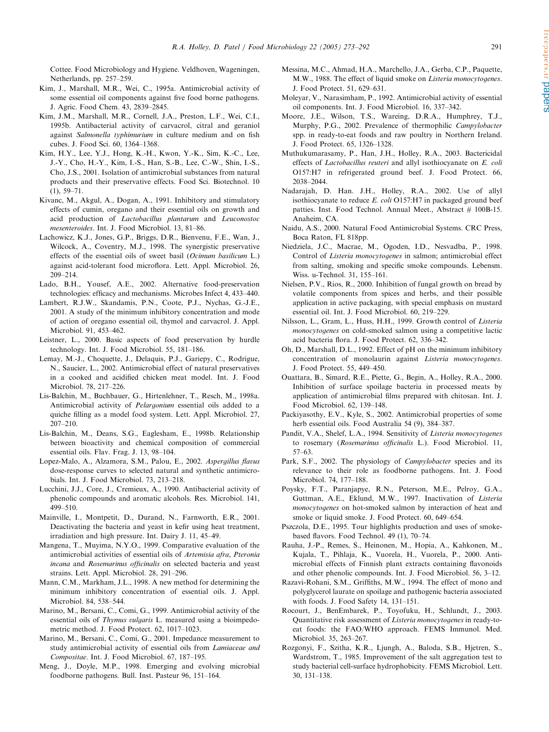Cottee. Food Microbiology and Hygiene. Veldhoven, Wageningen, Netherlands, pp. 257–259.

Kim, J., Marshall, M.R., Wei, C., 1995a. Antimicrobial activity of some essential oil components against five food borne pathogens. J. Agric. Food Chem. 43, 2839–2845.

Kim, J.M., Marshall, M.R., Cornell, J.A., Preston, L.F., Wei, C.I., 1995b. Antibacterial activity of carvacrol, citral and geraniol against *Salmonella typhimurium* in culture medium and on fish cubes. J. Food Sci. 60, 1364–1368.

Kim, H.Y., Lee, Y.J., Hong, K.-H., Kwon, Y.-K., Sim, K.-C., Lee, J.-Y., Cho, H.-Y., Kim, I.-S., Han, S.-B., Lee, C.-W., Shin, I.-S., Cho, J.S., 2001. Isolation of antimicrobial substances from natural products and their preservative effects. Food Sci. Biotechnol. 10 (1), 59–71.

Kivanc, M., Akgul, A., Dogan, A., 1991. Inhibitory and stimulatory effects of cumin, oregano and their essential oils on growth and acid production of *Lactobacillus plantarum* and *Leuconostoc mesenteroides*. Int. J. Food Microbiol. 13, 81–86.

Lachowicz, K.J., Jones, G.P., Briggs, D.R., Bienvenu, F.E., Wan, J., Wilcock, A., Coventry, M.J., 1998. The synergistic preservative effects of the essential oils of sweet basil (*Ocimum basilicum* L.) against acid-tolerant food microflora. Lett. Appl. Microbiol. 26, 209–214.

Lado, B.H., Yousef, A.E., 2002. Alternative food-preservation technologies: efficacy and mechanisms. Microbes Infect 4, 433–440.

Lambert, R.J.W., Skandamis, P.N., Coote, P.J., Nychas, G.-J.E., 2001. A study of the minimum inhibitory concentration and mode of action of oregano essential oil, thymol and carvacrol. J. Appl. Microbiol. 91, 453–462.

Leistner, L., 2000. Basic aspects of food preservation by hurdle technology. Int. J. Food Microbiol. 55, 181–186.

Lemay, M.-J., Choquette, J., Delaquis, P.J., Gariepy, C., Rodrigue, N., Saucier, L., 2002. Antimicrobial effect of natural preservatives in a cooked and acidified chicken meat model. Int. J. Food Microbiol. 78, 217–226.

Lis-Balchin, M., Buchbauer, G., Hirtenlehner, T., Resch, M., 1998a. Antimicrobial activity of *Pelargonium* essential oils added to a quiche filling as a model food system. Lett. Appl. Microbiol. 27, 207–210.

Lis-Balchin, M., Deans, S.G., Eaglesham, E., 1998b. Relationship between bioactivity and chemical composition of commercial essential oils. Flav. Frag. J. 13, 98–104.

Lopez-Malo, A., Alzamora, S.M., Palou, E., 2002. *Aspergillus flavus* dose-response curves to selected natural and synthetic antimicrobials. Int. J. Food Microbiol. 73, 213–218.

Lucchini, J.J., Core, J., Cremieux, A., 1990. Antibacterial activity of phenolic compounds and aromatic alcohols. Res. Microbiol. 141, 499–510.

Mainville, I., Montpetit, D., Durand, N., Farnworth, E.R., 2001. Deactivating the bacteria and yeast in kefir using heat treatment, irradiation and high pressure. Int. Dairy J. 11, 45–49.

Mangena, T., Muyima, N.Y.O., 1999. Comparative evaluation of the antimicrobial activities of essential oils of *Artemisia afra*, *Pteronia incana* and *Rosemarinus officinalis* on selected bacteria and yeast strains. Lett. Appl. Microbiol. 28, 291–296.

Mann, C.M., Markham, J.L., 1998. A new method for determining the minimum inhibitory concentration of essential oils. J. Appl. Microbiol. 84, 538–544.

Marino, M., Bersani, C., Comi, G., 1999. Antimicrobial activity of the essential oils of *Thymus vulgaris* L. measured using a bioimpedometric method. J. Food Protect. 62, 1017–1023.

Marino, M., Bersani, C., Comi, G., 2001. Impedance measurement to study antimicrobial activity of essential oils from *Lamiaceae and Compositae*. Int. J. Food Microbiol. 67, 187–195.

Meng, J., Doyle, M.P., 1998. Emerging and evolving microbial foodborne pathogens. Bull. Inst. Pasteur 96, 151–164.

Messina, M.C., Ahmad, H.A., Marchello, J.A., Gerba, C.P., Paquette, M.W., 1988. The effect of liquid smoke on *Listeria monocytogenes*. J. Food Protect. 51, 629–631.

Moleyar, V., Narasimham, P., 1992. Antimicrobial activity of essential oil components. Int. J. Food Microbiol. 16, 337–342.

Moore, J.E., Wilson, T.S., Wareing, D.R.A., Humphrey, T.J., Murphy, P.G., 2002. Prevalence of thermophilic *Campylobacter* spp. in ready-to-eat foods and raw poultry in Northern Ireland. J. Food Protect. 65, 1326–1328.

Muthukumarasamy, P., Han, J.H., Holley, R.A., 2003. Bactericidal effects of *Lactobacillus reuteri* and allyl isothiocyanate on *E. coli* O157:H7 in refrigerated ground beef. J. Food Protect. 66, 2038–2044.

Nadarajah, D. Han. J.H., Holley, R.A., 2002. Use of allyl isothiocyanate to reduce *E. coli* O157:H7 in packaged ground beef patties. Inst. Food Technol. Annual Meet., Abstract # 100B-15. Anaheim, CA.

Naidu, A.S., 2000. Natural Food Antimicrobial Systems. CRC Press, Boca Raton, FL 818pp.

Niedziela, J.C., Macrae, M., Ogoden, I.D., Nesvadba, P., 1998. Control of *Listeria monocytogenes* in salmon; antimicrobial effect from salting, smoking and specific smoke compounds. Lebensm. Wiss. u-Technol. 31, 155–161.

Nielsen, P.V., Rios, R., 2000. Inhibition of fungal growth on bread by volatile components from spices and herbs, and their possible application in active packaging, with special emphasis on mustard essential oil. Int. J. Food Microbiol. 60, 219–229.

Nilsson, L., Gram, L., Huss, H.H., 1999. Growth control of *Listeria monocytogenes* on cold-smoked salmon using a competitive lactic acid bacteria flora. J. Food Protect. 62, 336–342.

Oh, D., Marshall, D.L., 1992. Effect of pH on the minimum inhibitory concentration of monolaurin against *Listeria monocytogenes*. J. Food Protect. 55, 449–450.

Ouattara, B., Simard, R.E., Piette, G., Begin, A., Holley, R.A., 2000. Inhibition of surface spoilage bacteria in processed meats by application of antimicrobial films prepared with chitosan. Int. J. Food Microbiol. 62, 139–148.

Packiyasothy, E.V., Kyle, S., 2002. Antimicrobial properties of some herb essential oils. Food Australia 54 (9), 384–387.

Pandit, V.A., Shelef, L.A., 1994. Sensitivity of *Listeria monocytogenes* to rosemary (*Rosemarinus officinalis* L.). Food Microbiol. 11, 57–63.

Park, S.F., 2002. The physiology of *Campylobacter* species and its relevance to their role as foodborne pathogens. Int. J. Food Microbiol. 74, 177–188.

Poysky, F.T., Paranjapye, R.N., Peterson, M.E., Pelroy, G.A., Guttman, A.E., Eklund, M.W., 1997. Inactivation of *Listeria monocytogenes* on hot-smoked salmon by interaction of heat and smoke or liquid smoke. J. Food Protect. 60, 649–654.

Pszczola, D.E., 1995. Tour highlights production and uses of smoke-based flavors. Food Technol. 49 (1), 70–74.

Rauha, J.-P., Remes, S., Heinonen, M., Hopia, A., Kahkonen, M., Kujala, T., Pihlaja, K., Vuorela, H., Vuorela, P., 2000. Antimicrobial effects of Finnish plant extracts containing flavonoids and other phenolic compounds. Int. J. Food Microbiol. 56, 3–12.

Razavi-Rohani, S.M., Griffiths, M.W., 1994. The effect of mono and polyglycerol laurate on spoilage and pathogenic bacteria associated with foods. J. Food Safety 14, 131–151.

Rocourt, J., BenEmbarek, P., Toyofuku, H., Schlundt, J., 2003. Quantitative risk assessment of *Listeria monocytogenes* in ready-to-eat foods: the FAO/WHO approach. FEMS Immunol. Med. Microbiol. 35, 263–267.

Rozgonyi, F., Szitha, K.R., Ljungh, A., Baloda, S.B., Hjetren, S., Wardstrom, T., 1985. Improvement of the salt aggregation test to study bacterial cell-surface hydrophobicity. FEMS Microbiol. Lett. 30, 131–138.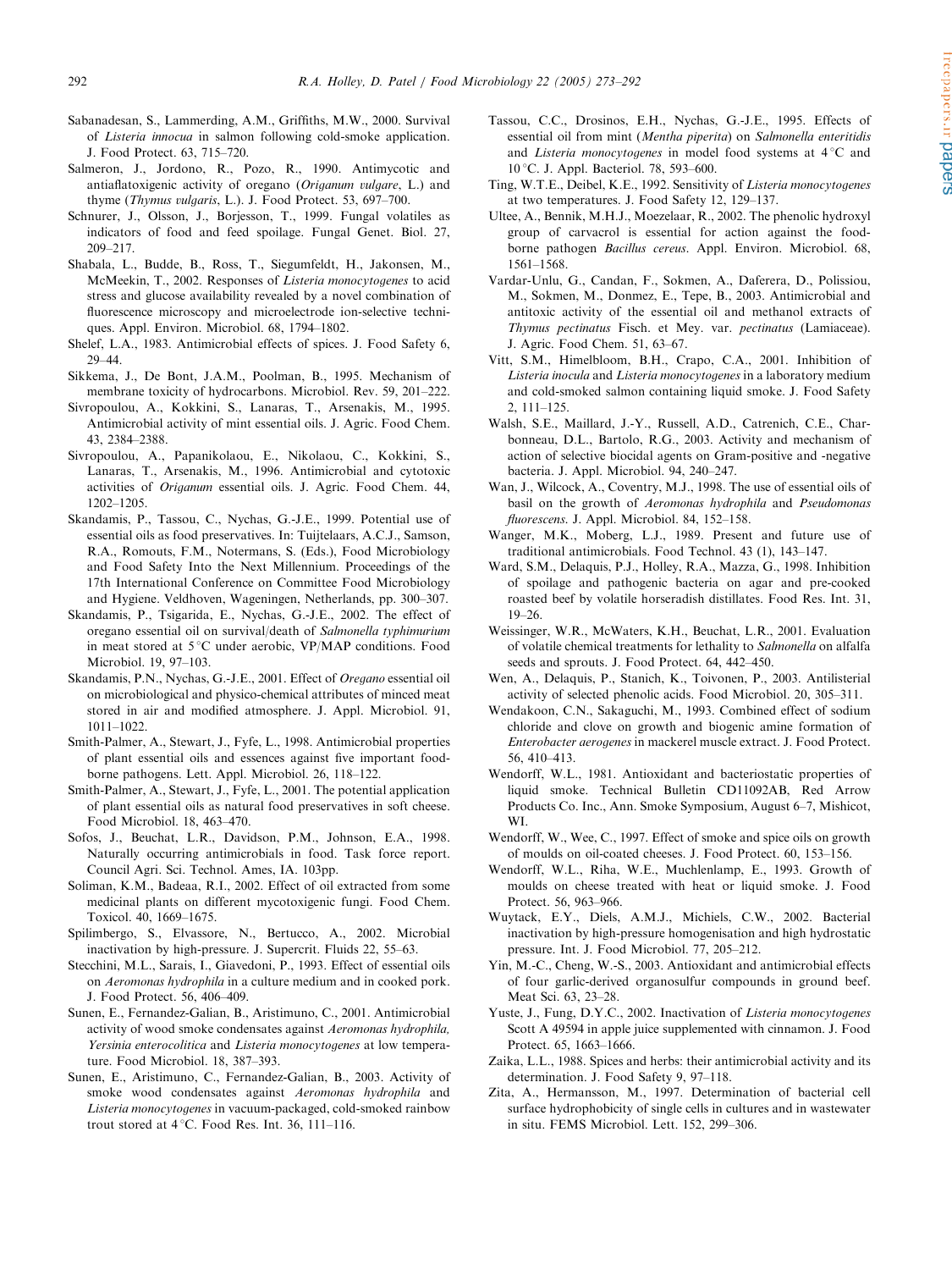Sabanadesan, S., Lammerding, A.M., Griffiths, M.W., 2000. Survival of *Listeria innocua* in salmon following cold-smoke application. J. Food Protect. 63, 715–720.

Salmeron, J., Jordono, R., Pozo, R., 1990. Antimycotic and antiaflatoxigenic activity of oregano (*Origanum vulgare*, L.) and thyme (*Thymus vulgaris*, L.). J. Food Protect. 53, 697–700.

Schnurer, J., Olsson, J., Borjesson, T., 1999. Fungal volatiles as indicators of food and feed spoilage. Fungal Genet. Biol. 27, 209–217.

Shabala, L., Budde, B., Ross, T., Siegumfeldt, H., Jakonsen, M., McMeekin, T., 2002. Responses of *Listeria monocytogenes* to acid stress and glucose availability revealed by a novel combination of fluorescence microscopy and microelectrode ion-selective techniques. Appl. Environ. Microbiol. 68, 1794–1802.

Shelef, L.A., 1983. Antimicrobial effects of spices. J. Food Safety 6, 29–44.

Sikkema, J., De Bont, J.A.M., Poolman, B., 1995. Mechanism of membrane toxicity of hydrocarbons. Microbiol. Rev. 59, 201–222.

Sivropoulou, A., Kokkini, S., Lanaras, T., Arsenakis, M., 1995. Antimicrobial activity of mint essential oils. J. Agric. Food Chem. 43, 2384–2388.

Sivropoulou, A., Papanikolaou, E., Nikolaou, C., Kokkini, S., Lanaras, T., Arsenakis, M., 1996. Antimicrobial and cytotoxic activities of *Origanum* essential oils. J. Agric. Food Chem. 44, 1202–1205.

Skandamis, P., Tassou, C., Nychas, G.-J.E., 1999. Potential use of essential oils as food preservatives. In: Tuijtelaars, A.C.J., Samson, R.A., Romouts, F.M., Notermans, S. (Eds.), Food Microbiology and Food Safety Into the Next Millennium. Proceedings of the 17th International Conference on Committee Food Microbiology and Hygiene. Veldhoven, Wageningen, Netherlands, pp. 300–307.

Skandamis, P., Tsigarida, E., Nychas, G.-J.E., 2002. The effect of oregano essential oil on survival/death of *Salmonella typhimurium* in meat stored at 5 °C under aerobic, VP/MAP conditions. Food Microbiol. 19, 97–103.

Skandamis, P.N., Nychas, G.-J.E., 2001. Effect of *Oregano* essential oil on microbiological and physico-chemical attributes of minced meat stored in air and modified atmosphere. J. Appl. Microbiol. 91, 1011–1022.

Smith-Palmer, A., Stewart, J., Fyfe, L., 1998. Antimicrobial properties of plant essential oils and essences against five important food-borne pathogens. Lett. Appl. Microbiol. 26, 118–122.

Smith-Palmer, A., Stewart, J., Fyfe, L., 2001. The potential application of plant essential oils as natural food preservatives in soft cheese. Food Microbiol. 18, 463–470.

Sofos, J., Beuchat, L.R., Davidson, P.M., Johnson, E.A., 1998. Naturally occurring antimicrobials in food. Task force report. Council Agri. Sci. Technol. Ames, IA. 103pp.

Soliman, K.M., Badeaa, R.I., 2002. Effect of oil extracted from some medicinal plants on different mycotoxigenic fungi. Food Chem. Toxicol. 40, 1669–1675.

Spilimbergo, S., Elvassore, N., Bertucco, A., 2002. Microbial inactivation by high-pressure. J. Supercrit. Fluids 22, 55–63.

Stecchini, M.L., Sarais, I., Giavedoni, P., 1993. Effect of essential oils on *Aeromonas hydrophila* in a culture medium and in cooked pork. J. Food Protect. 56, 406–409.

Sunen, E., Fernandez-Galian, B., Aristimuno, C., 2001. Antimicrobial activity of wood smoke condensates against *Aeromonas hydrophila, Yersinia enterocolitica* and *Listeria monocytogenes* at low temperature. Food Microbiol. 18, 387–393.

Sunen, E., Aristimuno, C., Fernandez-Galian, B., 2003. Activity of smoke wood condensates against *Aeromonas hydrophila* and *Listeria monocytogenes* in vacuum-packaged, cold-smoked rainbow trout stored at 4 °C. Food Res. Int. 36, 111–116.

Tassou, C.C., Drosinos, E.H., Nychas, G.-J.E., 1995. Effects of essential oil from mint (*Mentha piperita*) on *Salmonella enteritidis* and *Listeria monocytogenes* in model food systems at 4 °C and 10 °C. J. Appl. Bacteriol. 78, 593–600.

Ting, W.T.E., Deibel, K.E., 1992. Sensitivity of *Listeria monocytogenes* at two temperatures. J. Food Safety 12, 129–137.

Ultee, A., Bennik, M.H.J., Moezelaar, R., 2002. The phenolic hydroxyl group of carvacrol is essential for action against the food-borne pathogen *Bacillus cereus*. Appl. Environ. Microbiol. 68, 1561–1568.

Vardar-Unlu, G., Candan, F., Sokmen, A., Daferera, D., Polissiou, M., Sokmen, M., Donmez, E., Tepe, B., 2003. Antimicrobial and antitoxic activity of the essential oil and methanol extracts of *Thymus pectinatus* Fisch. et Mey. var. *pectinatus* (Lamiaceae). J. Agric. Food Chem. 51, 63–67.

Vitt, S.M., Himelbloom, B.H., Crapo, C.A., 2001. Inhibition of *Listeria inocula* and *Listeria monocytogenes* in a laboratory medium and cold-smoked salmon containing liquid smoke. J. Food Safety 2, 111–125.

Walsh, S.E., Maillard, J.-Y., Russell, A.D., Catrenich, C.E., Charbonneau, D.L., Bartolo, R.G., 2003. Activity and mechanism of action of selective biocidal agents on Gram-positive and -negative bacteria. J. Appl. Microbiol. 94, 240–247.

Wan, J., Wilcock, A., Coventry, M.J., 1998. The use of essential oils of basil on the growth of *Aeromonas hydrophila* and *Pseudomonas fluorescens*. J. Appl. Microbiol. 84, 152–158.

Wanger, M.K., Moberg, L.J., 1989. Present and future use of traditional antimicrobials. Food Technol. 43 (1), 143–147.

Ward, S.M., Delaquis, P.J., Holley, R.A., Mazza, G., 1998. Inhibition of spoilage and pathogenic bacteria on agar and pre-cooked roasted beef by volatile horseradish distillates. Food Res. Int. 31, 19–26.

Weissinger, W.R., McWaters, K.H., Beuchat, L.R., 2001. Evaluation of volatile chemical treatments for lethality to *Salmonella* on alfalfa seeds and sprouts. J. Food Protect. 64, 442–450.

Wen, A., Delaquis, P., Stanich, K., Toivonen, P., 2003. Antilisterial activity of selected phenolic acids. Food Microbiol. 20, 305–311.

Wendakoon, C.N., Sakaguchi, M., 1993. Combined effect of sodium chloride and clove on growth and biogenic amine formation of *Enterobacter aerogenes* in mackerel muscle extract. J. Food Protect. 56, 410–413.

Wendorff, W.L., 1981. Antioxidant and bacteriostatic properties of liquid smoke. Technical Bulletin CD11092AB, Red Arrow Products Co. Inc., Ann. Smoke Symposium, August 6–7, Mishicot, WI.

Wendorff, W., Wee, C., 1997. Effect of smoke and spice oils on growth of moulds on oil-coated cheeses. J. Food Protect. 60, 153–156.

Wendorff, W.L., Riha, W.E., Muchlenlamp, E., 1993. Growth of moulds on cheese treated with heat or liquid smoke. J. Food Protect. 56, 963–966.

Wuytack, E.Y., Diels, A.M.J., Michiels, C.W., 2002. Bacterial inactivation by high-pressure homogenisation and high hydrostatic pressure. Int. J. Food Microbiol. 77, 205–212.

Yin, M.-C., Cheng, W.-S., 2003. Antioxidant and antimicrobial effects of four garlic-derived organosulfur compounds in ground beef. Meat Sci. 63, 23–28.

Yuste, J., Fung, D.Y.C., 2002. Inactivation of *Listeria monocytogenes* Scott A 49594 in apple juice supplemented with cinnamon. J. Food Protect. 65, 1663–1666.

Zaika, L.L., 1988. Spices and herbs: their antimicrobial activity and its determination. J. Food Safety 9, 97–118.

Zita, A., Hermansson, M., 1997. Determination of bacterial cell surface hydrophobicity of single cells in cultures and in wastewater in situ. FEMS Microbiol. Lett. 152, 299–306.